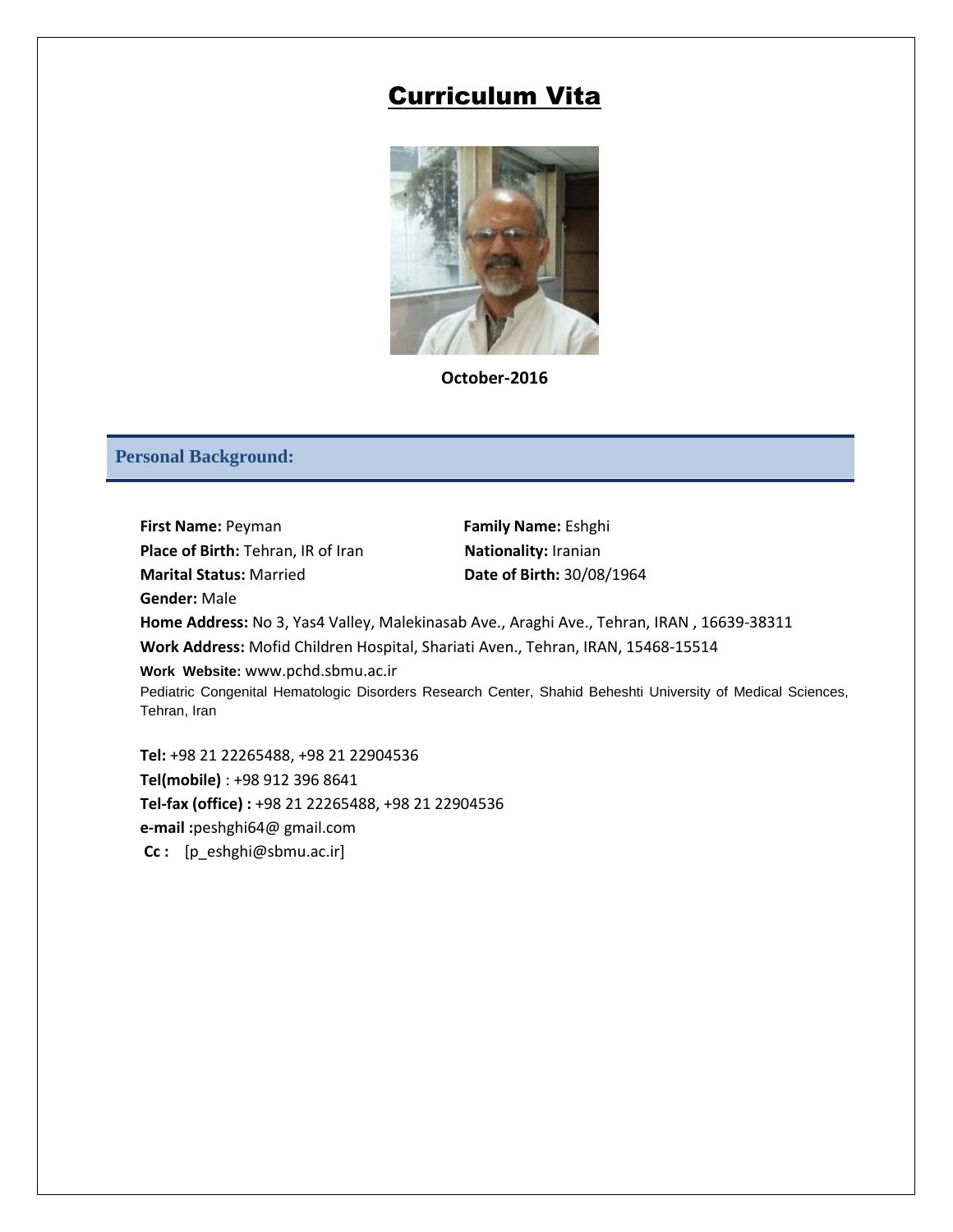# Curriculum Vita

**October-2016**

## Personal Background:

**First Name:** Peyman
**Family Name:** Eshghi
**Place of Birth:** Tehran, IR of Iran
**Nationality:** Iranian
**Marital Status:** Married
**Date of Birth:** 30/08/1964
**Gender:** Male

**Home Address:** No 3, Yas4 Valley, Malekinasab Ave., Araghi Ave., Tehran, IRAN , 16639-38311

**Work Address:** Mofid Children Hospital, Shariati Aven., Tehran, IRAN, 15468-15514

**Work Website:** www.pchd.sbmu.ac.ir

Pediatric Congenital Hematologic Disorders Research Center, Shahid Beheshti University of Medical Sciences, Tehran, Iran

**Tel:** +98 21 22265488, +98 21 22904536
**Tel(mobile)** : +98 912 396 8641
**Tel-fax (office) :** +98 21 22265488, +98 21 22904536
**e-mail :**peshghi64@ gmail.com
**Cc :** [p_eshghi@sbmu.ac.ir]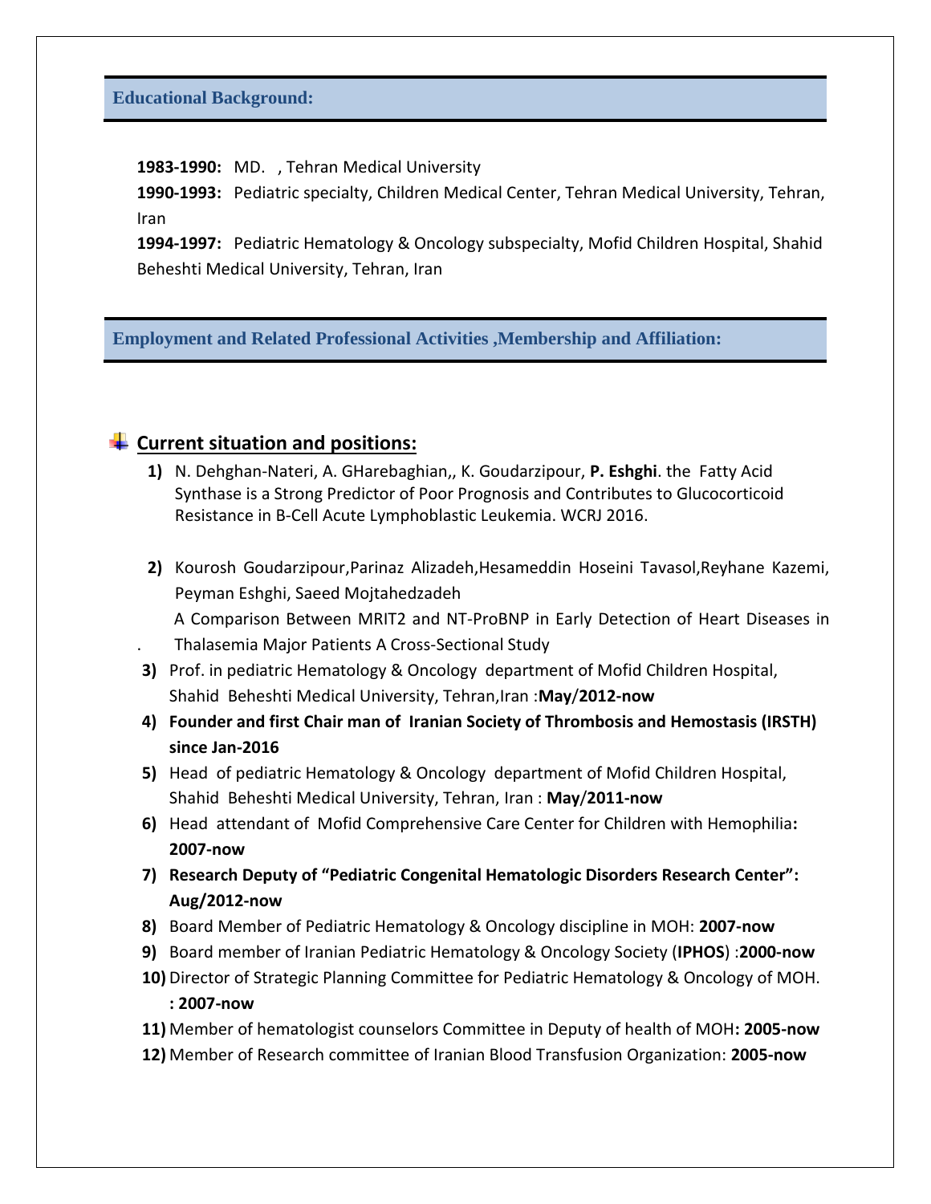## Educational Background:

**1983-1990:** MD. , Tehran Medical University

**1990-1993:** Pediatric specialty, Children Medical Center, Tehran Medical University, Tehran, Iran

**1994-1997:** Pediatric Hematology & Oncology subspecialty, Mofid Children Hospital, Shahid Beheshti Medical University, Tehran, Iran

## Employment and Related Professional Activities ,Membership and Affiliation:

### Current situation and positions:

1) N. Dehghan-Nateri, A. GHarebaghian,, K. Goudarzipour, **P. Eshghi**. the Fatty Acid Synthase is a Strong Predictor of Poor Prognosis and Contributes to Glucocorticoid Resistance in B-Cell Acute Lymphoblastic Leukemia. WCRJ 2016.

2) Kourosh Goudarzipour,Parinaz Alizadeh,Hesameddin Hoseini Tavasol,Reyhane Kazemi, Peyman Eshghi, Saeed Mojtahedzadeh
   A Comparison Between MRIT2 and NT-ProBNP in Early Detection of Heart Diseases in Thalasemia Major Patients A Cross-Sectional Study
3) Prof. in pediatric Hematology & Oncology department of Mofid Children Hospital, Shahid Beheshti Medical University, Tehran,Iran :**May**/**2012-now**
4) **Founder and first Chair man of Iranian Society of Thrombosis and Hemostasis (IRSTH) since Jan-2016**
5) Head of pediatric Hematology & Oncology department of Mofid Children Hospital, Shahid Beheshti Medical University, Tehran, Iran : **May**/**2011-now**
6) Head attendant of Mofid Comprehensive Care Center for Children with Hemophilia**: 2007-now**
7) **Research Deputy of "Pediatric Congenital Hematologic Disorders Research Center": Aug/2012-now**
8) Board Member of Pediatric Hematology & Oncology discipline in MOH: **2007-now**
9) Board member of Iranian Pediatric Hematology & Oncology Society (**IPHOS**) :**2000-now**
10) Director of Strategic Planning Committee for Pediatric Hematology & Oncology of MOH. **: 2007-now**
11) Member of hematologist counselors Committee in Deputy of health of MOH**: 2005-now**
12) Member of Research committee of Iranian Blood Transfusion Organization: **2005-now**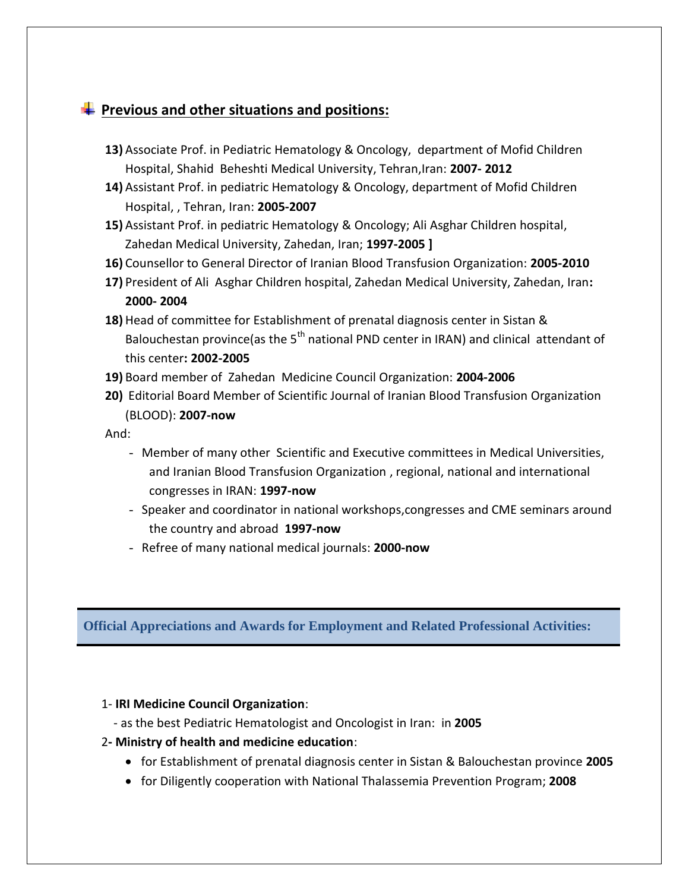## Previous and other situations and positions:

13) Associate Prof. in Pediatric Hematology & Oncology, department of Mofid Children Hospital, Shahid Beheshti Medical University, Tehran,Iran: **2007- 2012**

14) Assistant Prof. in pediatric Hematology & Oncology, department of Mofid Children Hospital, , Tehran, Iran: **2005-2007**

15) Assistant Prof. in pediatric Hematology & Oncology; Ali Asghar Children hospital, Zahedan Medical University, Zahedan, Iran; **1997-2005 ]**

16) Counsellor to General Director of Iranian Blood Transfusion Organization: **2005-2010**

17) President of Ali Asghar Children hospital, Zahedan Medical University, Zahedan, Iran**: 2000- 2004**

18) Head of committee for Establishment of prenatal diagnosis center in Sistan & Balouchestan province(as the 5th national PND center in IRAN) and clinical attendant of this center**: 2002-2005**

19) Board member of Zahedan Medicine Council Organization: **2004-2006**

20) Editorial Board Member of Scientific Journal of Iranian Blood Transfusion Organization (BLOOD): **2007-now**

And:

- Member of many other Scientific and Executive committees in Medical Universities, and Iranian Blood Transfusion Organization , regional, national and international congresses in IRAN: **1997-now**
- Speaker and coordinator in national workshops,congresses and CME seminars around the country and abroad **1997-now**
- Refree of many national medical journals: **2000-now**

## Official Appreciations and Awards for Employment and Related Professional Activities:

1- **IRI Medicine Council Organization**:

- as the best Pediatric Hematologist and Oncologist in Iran: in **2005**

2**- Ministry of health and medicine education**:

- for Establishment of prenatal diagnosis center in Sistan & Balouchestan province **2005**
- for Diligently cooperation with National Thalassemia Prevention Program; **2008**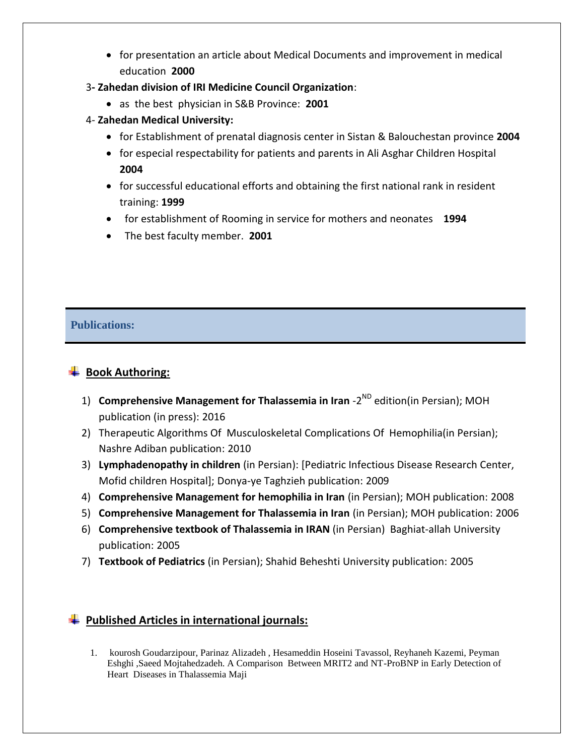- for presentation an article about Medical Documents and improvement in medical education **2000**

3**- Zahedan division of IRI Medicine Council Organization**:

- as the best physician in S&B Province: **2001**

4- **Zahedan Medical University:**

- for Establishment of prenatal diagnosis center in Sistan & Balouchestan province **2004**
- for especial respectability for patients and parents in Ali Asghar Children Hospital **2004**
- for successful educational efforts and obtaining the first national rank in resident training: **1999**
- for establishment of Rooming in service for mothers and neonates **1994**
- The best faculty member. **2001**

## Publications:

### Book Authoring:

1) **Comprehensive Management for Thalassemia in Iran** -2[ND] edition(in Persian); MOH publication (in press): 2016
2) Therapeutic Algorithms Of Musculoskeletal Complications Of Hemophilia(in Persian); Nashre Adiban publication: 2010
3) **Lymphadenopathy in children** (in Persian): [Pediatric Infectious Disease Research Center, Mofid children Hospital]; Donya-ye Taghzieh publication: 2009
4) **Comprehensive Management for hemophilia in Iran** (in Persian); MOH publication: 2008
5) **Comprehensive Management for Thalassemia in Iran** (in Persian); MOH publication: 2006
6) **Comprehensive textbook of Thalassemia in IRAN** (in Persian) Baghiat-allah University publication: 2005
7) **Textbook of Pediatrics** (in Persian); Shahid Beheshti University publication: 2005

### Published Articles in international journals:

1. kourosh Goudarzipour, Parinaz Alizadeh , Hesameddin Hoseini Tavassol, Reyhaneh Kazemi, Peyman Eshghi ,Saeed Mojtahedzadeh. A Comparison Between MRIT2 and NT-ProBNP in Early Detection of Heart Diseases in Thalassemia Maji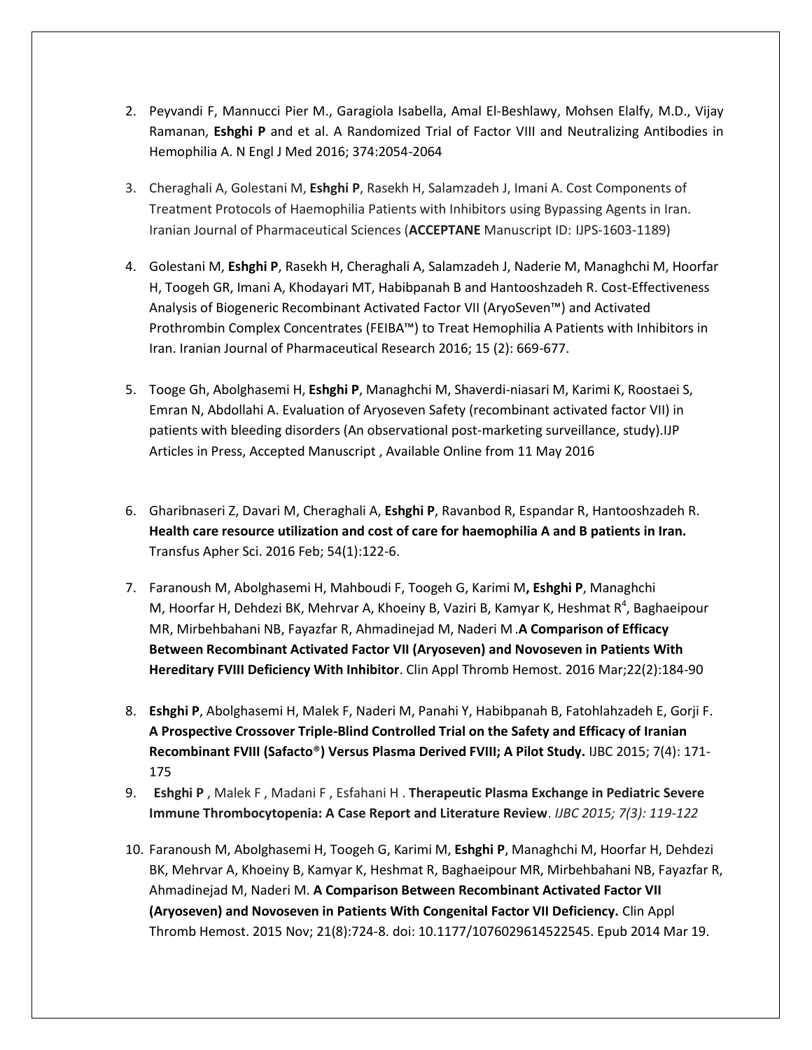2. Peyvandi F, Mannucci Pier M., Garagiola Isabella, Amal El-Beshlawy, Mohsen Elalfy, M.D., Vijay Ramanan, **Eshghi P** and et al. A Randomized Trial of Factor VIII and Neutralizing Antibodies in Hemophilia A. N Engl J Med 2016; 374:2054-2064

3. Cheraghali A, Golestani M, **Eshghi P**, Rasekh H, Salamzadeh J, Imani A. Cost Components of Treatment Protocols of Haemophilia Patients with Inhibitors using Bypassing Agents in Iran. Iranian Journal of Pharmaceutical Sciences (**ACCEPTANE** Manuscript ID: IJPS-1603-1189)

4. Golestani M, **Eshghi P**, Rasekh H, Cheraghali A, Salamzadeh J, Naderie M, Managhchi M, Hoorfar H, Toogeh GR, Imani A, Khodayari MT, Habibpanah B and Hantooshzadeh R. Cost-Effectiveness Analysis of Biogeneric Recombinant Activated Factor VII (AryoSeven™) and Activated Prothrombin Complex Concentrates (FEIBA™) to Treat Hemophilia A Patients with Inhibitors in Iran. Iranian Journal of Pharmaceutical Research 2016; 15 (2): 669-677.

5. Tooge Gh, Abolghasemi H, **Eshghi P**, Managhchi M, Shaverdi-niasari M, Karimi K, Roostaei S, Emran N, Abdollahi A. Evaluation of Aryoseven Safety (recombinant activated factor VII) in patients with bleeding disorders (An observational post-marketing surveillance, study).IJP Articles in Press, Accepted Manuscript , Available Online from 11 May 2016

6. Gharibnaseri Z, Davari M, Cheraghali A, **Eshghi P**, Ravanbod R, Espandar R, Hantooshzadeh R. **Health care resource utilization and cost of care for haemophilia A and B patients in Iran.** Transfus Apher Sci. 2016 Feb; 54(1):122-6.

7. Faranoush M, Abolghasemi H, Mahboudi F, Toogeh G, Karimi M**, Eshghi P**, Managhchi M, Hoorfar H, Dehdezi BK, Mehrvar A, Khoeiny B, Vaziri B, Kamyar K, Heshmat R[4], Baghaeipour MR, Mirbehbahani NB, Fayazfar R, Ahmadinejad M, Naderi M .**A Comparison of Efficacy Between Recombinant Activated Factor VII (Aryoseven) and Novoseven in Patients With Hereditary FVIII Deficiency With Inhibitor**. Clin Appl Thromb Hemost. 2016 Mar;22(2):184-90

8. **Eshghi P**, Abolghasemi H, Malek F, Naderi M, Panahi Y, Habibpanah B, Fatohlahzadeh E, Gorji F. **A Prospective Crossover Triple-Blind Controlled Trial on the Safety and Efficacy of Iranian Recombinant FVIII (Safacto®) Versus Plasma Derived FVIII; A Pilot Study.** IJBC 2015; 7(4): 171-175

9. **Eshghi P** , Malek F , Madani F , Esfahani H . **Therapeutic Plasma Exchange in Pediatric Severe Immune Thrombocytopenia: A Case Report and Literature Review**. *IJBC 2015; 7(3): 119-122*

10. Faranoush M, Abolghasemi H, Toogeh G, Karimi M, **Eshghi P**, Managhchi M, Hoorfar H, Dehdezi BK, Mehrvar A, Khoeiny B, Kamyar K, Heshmat R, Baghaeipour MR, Mirbehbahani NB, Fayazfar R, Ahmadinejad M, Naderi M. **A Comparison Between Recombinant Activated Factor VII (Aryoseven) and Novoseven in Patients With Congenital Factor VII Deficiency.** Clin Appl Thromb Hemost. 2015 Nov; 21(8):724-8. doi: 10.1177/1076029614522545. Epub 2014 Mar 19.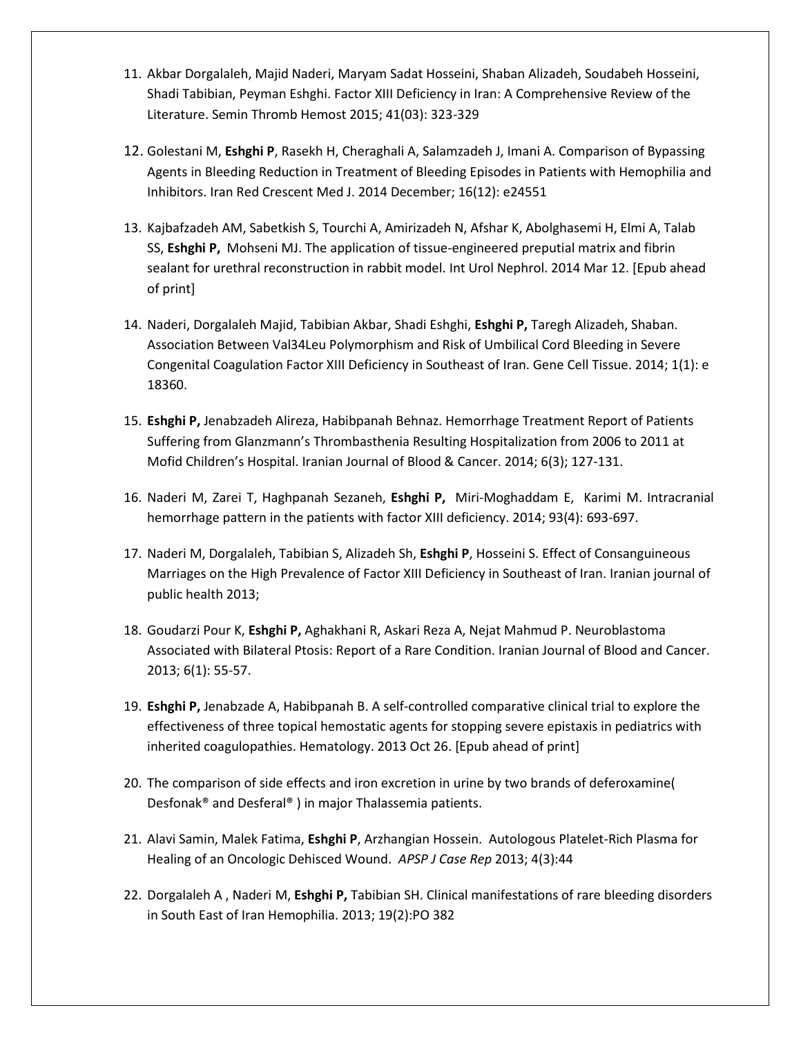11. Akbar Dorgalaleh, Majid Naderi, Maryam Sadat Hosseini, Shaban Alizadeh, Soudabeh Hosseini, Shadi Tabibian, Peyman Eshghi. Factor XIII Deficiency in Iran: A Comprehensive Review of the Literature. Semin Thromb Hemost 2015; 41(03): 323-329

12. Golestani M, **Eshghi P**, Rasekh H, Cheraghali A, Salamzadeh J, Imani A. Comparison of Bypassing Agents in Bleeding Reduction in Treatment of Bleeding Episodes in Patients with Hemophilia and Inhibitors. Iran Red Crescent Med J. 2014 December; 16(12): e24551

13. Kajbafzadeh AM, Sabetkish S, Tourchi A, Amirizadeh N, Afshar K, Abolghasemi H, Elmi A, Talab SS, **Eshghi P,** Mohseni MJ. The application of tissue-engineered preputial matrix and fibrin sealant for urethral reconstruction in rabbit model. Int Urol Nephrol. 2014 Mar 12. [Epub ahead of print]

14. Naderi, Dorgalaleh Majid, Tabibian Akbar, Shadi Eshghi, **Eshghi P,** Taregh Alizadeh, Shaban. Association Between Val34Leu Polymorphism and Risk of Umbilical Cord Bleeding in Severe Congenital Coagulation Factor XIII Deficiency in Southeast of Iran. Gene Cell Tissue. 2014; 1(1): e 18360.

15. **Eshghi P,** Jenabzadeh Alireza, Habibpanah Behnaz. Hemorrhage Treatment Report of Patients Suffering from Glanzmann's Thrombasthenia Resulting Hospitalization from 2006 to 2011 at Mofid Children's Hospital. Iranian Journal of Blood & Cancer. 2014; 6(3); 127-131.

16. Naderi M, Zarei T, Haghpanah Sezaneh, **Eshghi P,** Miri-Moghaddam E, Karimi M. Intracranial hemorrhage pattern in the patients with factor XIII deficiency. 2014; 93(4): 693-697.

17. Naderi M, Dorgalaleh, Tabibian S, Alizadeh Sh, **Eshghi P**, Hosseini S. Effect of Consanguineous Marriages on the High Prevalence of Factor XIII Deficiency in Southeast of Iran. Iranian journal of public health 2013;

18. Goudarzi Pour K, **Eshghi P,** Aghakhani R, Askari Reza A, Nejat Mahmud P. Neuroblastoma Associated with Bilateral Ptosis: Report of a Rare Condition. Iranian Journal of Blood and Cancer. 2013; 6(1): 55-57.

19. **Eshghi P,** Jenabzade A, Habibpanah B. A self-controlled comparative clinical trial to explore the effectiveness of three topical hemostatic agents for stopping severe epistaxis in pediatrics with inherited coagulopathies. Hematology. 2013 Oct 26. [Epub ahead of print]

20. The comparison of side effects and iron excretion in urine by two brands of deferoxamine( Desfonak® and Desferal® ) in major Thalassemia patients.

21. Alavi Samin, Malek Fatima, **Eshghi P**, Arzhangian Hossein. Autologous Platelet-Rich Plasma for Healing of an Oncologic Dehisced Wound. *APSP J Case Rep* 2013; 4(3):44

22. Dorgalaleh A , Naderi M, **Eshghi P,** Tabibian SH. Clinical manifestations of rare bleeding disorders in South East of Iran Hemophilia. 2013; 19(2):PO 382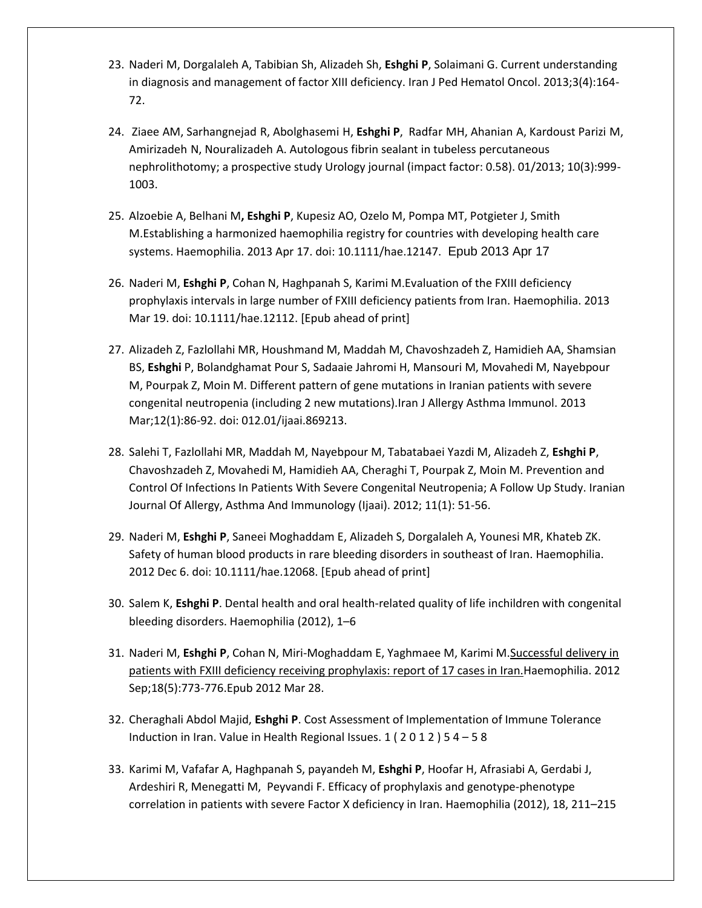23. Naderi M, Dorgalaleh A, Tabibian Sh, Alizadeh Sh, **Eshghi P**, Solaimani G. Current understanding in diagnosis and management of factor XIII deficiency. Iran J Ped Hematol Oncol. 2013;3(4):164-72.

24. Ziaee AM, Sarhangnejad R, Abolghasemi H, **Eshghi P**, Radfar MH, Ahanian A, Kardoust Parizi M, Amirizadeh N, Nouralizadeh A. Autologous fibrin sealant in tubeless percutaneous nephrolithotomy; a prospective study Urology journal (impact factor: 0.58). 01/2013; 10(3):999-1003.

25. Alzoebie A, Belhani M**, Eshghi P**, Kupesiz AO, Ozelo M, Pompa MT, Potgieter J, Smith M.Establishing a harmonized haemophilia registry for countries with developing health care systems. Haemophilia. 2013 Apr 17. doi: 10.1111/hae.12147. Epub 2013 Apr 17

26. Naderi M, **Eshghi P**, Cohan N, Haghpanah S, Karimi M.Evaluation of the FXIII deficiency prophylaxis intervals in large number of FXIII deficiency patients from Iran. Haemophilia. 2013 Mar 19. doi: 10.1111/hae.12112. [Epub ahead of print]

27. Alizadeh Z, Fazlollahi MR, Houshmand M, Maddah M, Chavoshzadeh Z, Hamidieh AA, Shamsian BS, **Eshghi** P, Bolandghamat Pour S, Sadaaie Jahromi H, Mansouri M, Movahedi M, Nayebpour M, Pourpak Z, Moin M. Different pattern of gene mutations in Iranian patients with severe congenital neutropenia (including 2 new mutations).Iran J Allergy Asthma Immunol. 2013 Mar;12(1):86-92. doi: 012.01/ijaai.869213.

28. Salehi T, Fazlollahi MR, Maddah M, Nayebpour M, Tabatabaei Yazdi M, Alizadeh Z, **Eshghi P**, Chavoshzadeh Z, Movahedi M, Hamidieh AA, Cheraghi T, Pourpak Z, Moin M. Prevention and Control Of Infections In Patients With Severe Congenital Neutropenia; A Follow Up Study. Iranian Journal Of Allergy, Asthma And Immunology (Ijaai). 2012; 11(1): 51-56.

29. Naderi M, **Eshghi P**, Saneei Moghaddam E, Alizadeh S, Dorgalaleh A, Younesi MR, Khateb ZK. Safety of human blood products in rare bleeding disorders in southeast of Iran. Haemophilia. 2012 Dec 6. doi: 10.1111/hae.12068. [Epub ahead of print]

30. Salem K, **Eshghi P**. Dental health and oral health-related quality of life inchildren with congenital bleeding disorders. Haemophilia (2012), 1–6

31. Naderi M, **Eshghi P**, Cohan N, Miri-Moghaddam E, Yaghmaee M, Karimi M.Successful delivery in patients with FXIII deficiency receiving prophylaxis: report of 17 cases in Iran.Haemophilia. 2012 Sep;18(5):773-776.Epub 2012 Mar 28.

32. Cheraghali Abdol Majid, **Eshghi P**. Cost Assessment of Implementation of Immune Tolerance Induction in Iran. Value in Health Regional Issues. 1 ( 2 0 1 2 ) 5 4 – 5 8

33. Karimi M, Vafafar A, Haghpanah S, payandeh M, **Eshghi P**, Hoofar H, Afrasiabi A, Gerdabi J, Ardeshiri R, Menegatti M, Peyvandi F. Efficacy of prophylaxis and genotype-phenotype correlation in patients with severe Factor X deficiency in Iran. Haemophilia (2012), 18, 211–215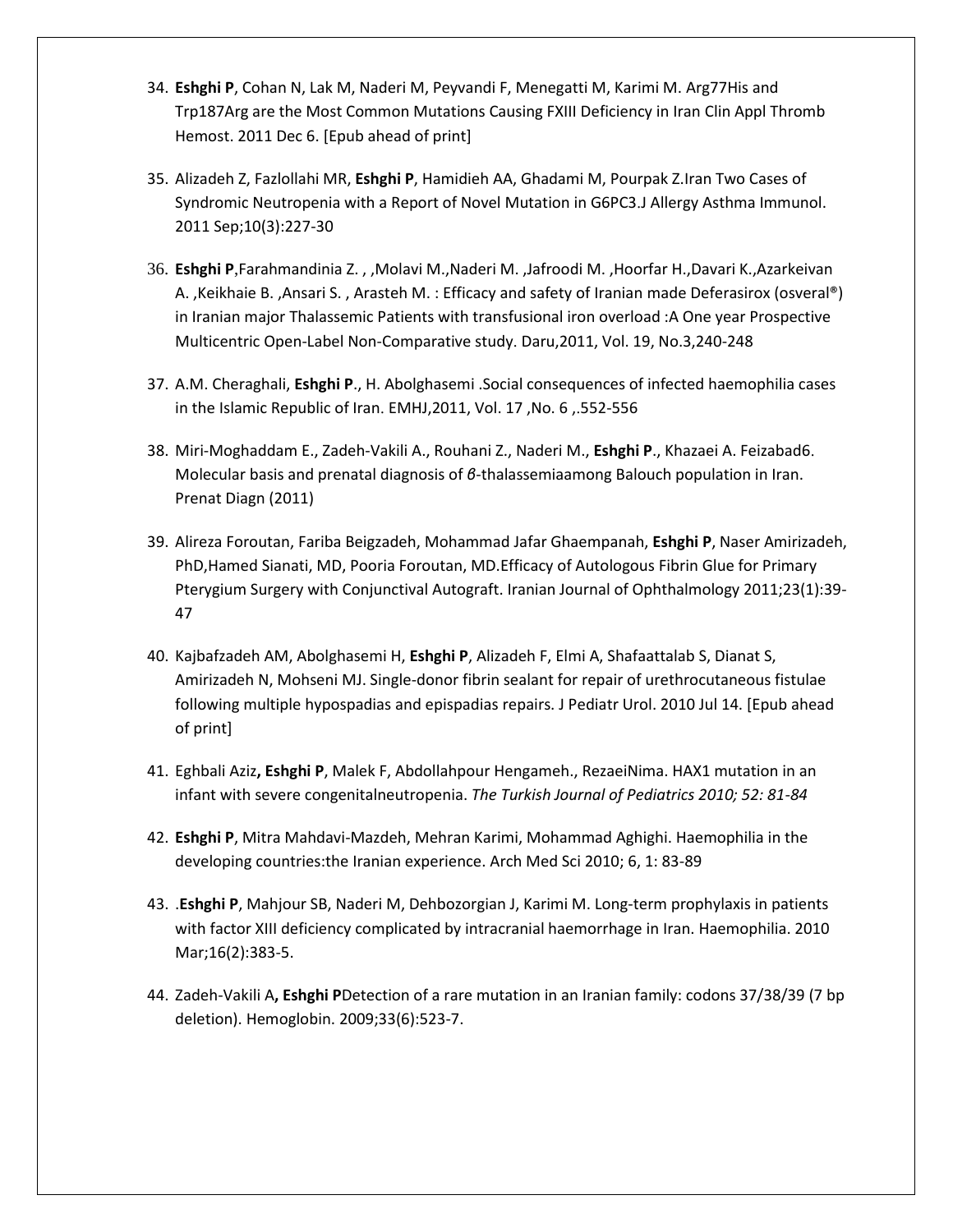34. **Eshghi P**, Cohan N, Lak M, Naderi M, Peyvandi F, Menegatti M, Karimi M. Arg77His and Trp187Arg are the Most Common Mutations Causing FXIII Deficiency in Iran Clin Appl Thromb Hemost. 2011 Dec 6. [Epub ahead of print]

35. Alizadeh Z, Fazlollahi MR, **Eshghi P**, Hamidieh AA, Ghadami M, Pourpak Z.Iran Two Cases of Syndromic Neutropenia with a Report of Novel Mutation in G6PC3.J Allergy Asthma Immunol. 2011 Sep;10(3):227-30

36. **Eshghi P**,Farahmandinia Z. , ,Molavi M.,Naderi M. ,Jafroodi M. ,Hoorfar H.,Davari K.,Azarkeivan A. ,Keikhaie B. ,Ansari S. , Arasteh M. : Efficacy and safety of Iranian made Deferasirox (osveral®) in Iranian major Thalassemic Patients with transfusional iron overload :A One year Prospective Multicentric Open-Label Non-Comparative study. Daru,2011, Vol. 19, No.3,240-248

37. A.M. Cheraghali, **Eshghi P**., H. Abolghasemi .Social consequences of infected haemophilia cases in the Islamic Republic of Iran. EMHJ,2011, Vol. 17 ,No. 6 ,.552-556

38. Miri-Moghaddam E., Zadeh-Vakili A., Rouhani Z., Naderi M., **Eshghi P**., Khazaei A. Feizabad6. Molecular basis and prenatal diagnosis of *β*-thalassemiaamong Balouch population in Iran. Prenat Diagn (2011)

39. Alireza Foroutan, Fariba Beigzadeh, Mohammad Jafar Ghaempanah, **Eshghi P**, Naser Amirizadeh, PhD,Hamed Sianati, MD, Pooria Foroutan, MD.Efficacy of Autologous Fibrin Glue for Primary Pterygium Surgery with Conjunctival Autograft. Iranian Journal of Ophthalmology 2011;23(1):39-47

40. Kajbafzadeh AM, Abolghasemi H, **Eshghi P**, Alizadeh F, Elmi A, Shafaattalab S, Dianat S, Amirizadeh N, Mohseni MJ. Single-donor fibrin sealant for repair of urethrocutaneous fistulae following multiple hypospadias and epispadias repairs. J Pediatr Urol. 2010 Jul 14. [Epub ahead of print]

41. Eghbali Aziz**, Eshghi P**, Malek F, Abdollahpour Hengameh., RezaeiNima. HAX1 mutation in an infant with severe congenitalneutropenia. *The Turkish Journal of Pediatrics 2010; 52: 81-84*

42. **Eshghi P**, Mitra Mahdavi-Mazdeh, Mehran Karimi, Mohammad Aghighi. Haemophilia in the developing countries:the Iranian experience. Arch Med Sci 2010; 6, 1: 83-89

43. .**Eshghi P**, Mahjour SB, Naderi M, Dehbozorgian J, Karimi M. Long-term prophylaxis in patients with factor XIII deficiency complicated by intracranial haemorrhage in Iran. Haemophilia. 2010 Mar;16(2):383-5.

44. Zadeh-Vakili A**, Eshghi P**Detection of a rare mutation in an Iranian family: codons 37/38/39 (7 bp deletion). Hemoglobin. 2009;33(6):523-7.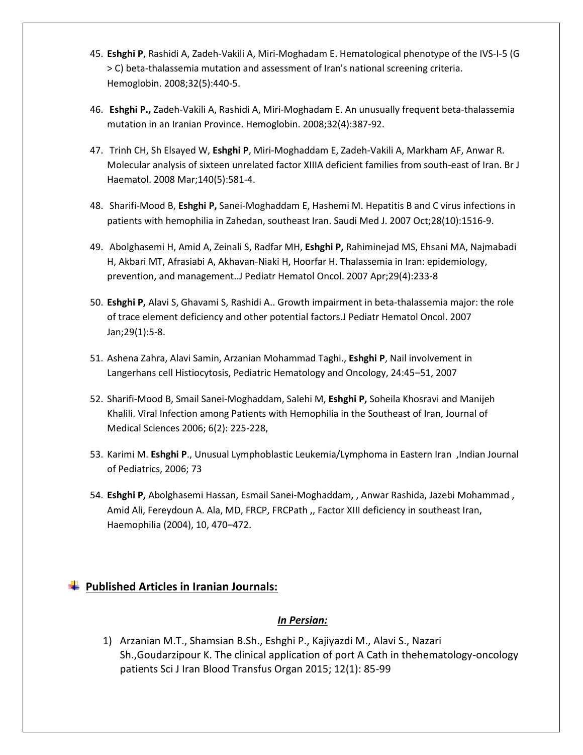45. **Eshghi P**, Rashidi A, Zadeh-Vakili A, Miri-Moghadam E. Hematological phenotype of the IVS-I-5 (G > C) beta-thalassemia mutation and assessment of Iran's national screening criteria. Hemoglobin. 2008;32(5):440-5.

46. **Eshghi P.,** Zadeh-Vakili A, Rashidi A, Miri-Moghadam E. An unusually frequent beta-thalassemia mutation in an Iranian Province. Hemoglobin. 2008;32(4):387-92.

47. Trinh CH, Sh Elsayed W, **Eshghi P**, Miri-Moghaddam E, Zadeh-Vakili A, Markham AF, Anwar R. Molecular analysis of sixteen unrelated factor XIIIA deficient families from south-east of Iran. Br J Haematol. 2008 Mar;140(5):581-4.

48. Sharifi-Mood B, **Eshghi P,** Sanei-Moghaddam E, Hashemi M. Hepatitis B and C virus infections in patients with hemophilia in Zahedan, southeast Iran. Saudi Med J. 2007 Oct;28(10):1516-9.

49. Abolghasemi H, Amid A, Zeinali S, Radfar MH, **Eshghi P,** Rahiminejad MS, Ehsani MA, Najmabadi H, Akbari MT, Afrasiabi A, Akhavan-Niaki H, Hoorfar H. Thalassemia in Iran: epidemiology, prevention, and management..J Pediatr Hematol Oncol. 2007 Apr;29(4):233-8

50. **Eshghi P,** Alavi S, Ghavami S, Rashidi A.. Growth impairment in beta-thalassemia major: the role of trace element deficiency and other potential factors.J Pediatr Hematol Oncol. 2007 Jan;29(1):5-8.

51. Ashena Zahra, Alavi Samin, Arzanian Mohammad Taghi., **Eshghi P**, Nail involvement in Langerhans cell Histiocytosis, Pediatric Hematology and Oncology, 24:45–51, 2007

52. Sharifi-Mood B, Smail Sanei-Moghaddam, Salehi M, **Eshghi P,** Soheila Khosravi and Manijeh Khalili. Viral Infection among Patients with Hemophilia in the Southeast of Iran, Journal of Medical Sciences 2006; 6(2): 225-228,

53. Karimi M. **Eshghi P**., Unusual Lymphoblastic Leukemia/Lymphoma in Eastern Iran ,Indian Journal of Pediatrics, 2006; 73

54. **Eshghi P,** Abolghasemi Hassan, Esmail Sanei-Moghaddam, , Anwar Rashida, Jazebi Mohammad , Amid Ali, Fereydoun A. Ala, MD, FRCP, FRCPath ,, Factor XIII deficiency in southeast Iran, Haemophilia (2004), 10, 470–472.

## Published Articles in Iranian Journals:

### *In Persian:*

1) Arzanian M.T., Shamsian B.Sh., Eshghi P., Kajiyazdi M., Alavi S., Nazari Sh.,Goudarzipour K. The clinical application of port A Cath in thehematology-oncology patients Sci J Iran Blood Transfus Organ 2015; 12(1): 85-99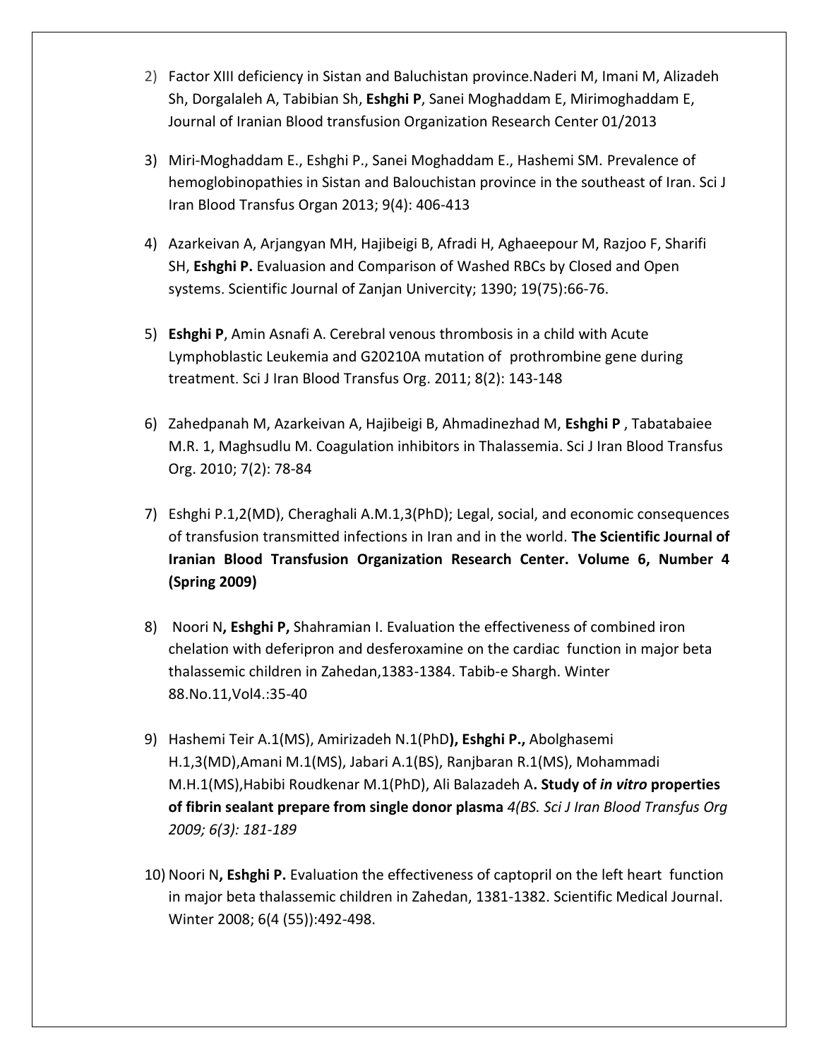2) Factor XIII deficiency in Sistan and Baluchistan province.Naderi M, Imani M, Alizadeh Sh, Dorgalaleh A, Tabibian Sh, **Eshghi P**, Sanei Moghaddam E, Mirimoghaddam E, Journal of Iranian Blood transfusion Organization Research Center 01/2013

3) Miri-Moghaddam E., Eshghi P., Sanei Moghaddam E., Hashemi SM. Prevalence of hemoglobinopathies in Sistan and Balouchistan province in the southeast of Iran. Sci J Iran Blood Transfus Organ 2013; 9(4): 406-413

4) Azarkeivan A, Arjangyan MH, Hajibeigi B, Afradi H, Aghaeepour M, Razjoo F, Sharifi SH, **Eshghi P.** Evaluasion and Comparison of Washed RBCs by Closed and Open systems. Scientific Journal of Zanjan Univercity; 1390; 19(75):66-76.

5) **Eshghi P**, Amin Asnafi A. Cerebral venous thrombosis in a child with Acute Lymphoblastic Leukemia and G20210A mutation of prothrombine gene during treatment. Sci J Iran Blood Transfus Org. 2011; 8(2): 143-148

6) Zahedpanah M, Azarkeivan A, Hajibeigi B, Ahmadinezhad M, **Eshghi P** , Tabatabaiee M.R. 1, Maghsudlu M. Coagulation inhibitors in Thalassemia. Sci J Iran Blood Transfus Org. 2010; 7(2): 78-84

7) Eshghi P.1,2(MD), Cheraghali A.M.1,3(PhD); Legal, social, and economic consequences of transfusion transmitted infections in Iran and in the world. **The Scientific Journal of Iranian Blood Transfusion Organization Research Center. Volume 6, Number 4 (Spring 2009)**

8) Noori N**, Eshghi P,** Shahramian I. Evaluation the effectiveness of combined iron chelation with deferipron and desferoxamine on the cardiac function in major beta thalassemic children in Zahedan,1383-1384. Tabib-e Shargh. Winter 88.No.11,Vol4.:35-40

9) Hashemi Teir A.1(MS), Amirizadeh N.1(PhD**), Eshghi P.,** Abolghasemi H.1,3(MD),Amani M.1(MS), Jabari A.1(BS), Ranjbaran R.1(MS), Mohammadi M.H.1(MS),Habibi Roudkenar M.1(PhD), Ali Balazadeh A**. Study of *in vitro* properties of fibrin sealant prepare from single donor plasma** *4(BS. Sci J Iran Blood Transfus Org 2009; 6(3): 181-189*

10) Noori N**, Eshghi P.** Evaluation the effectiveness of captopril on the left heart function in major beta thalassemic children in Zahedan, 1381-1382. Scientific Medical Journal. Winter 2008; 6(4 (55)):492-498.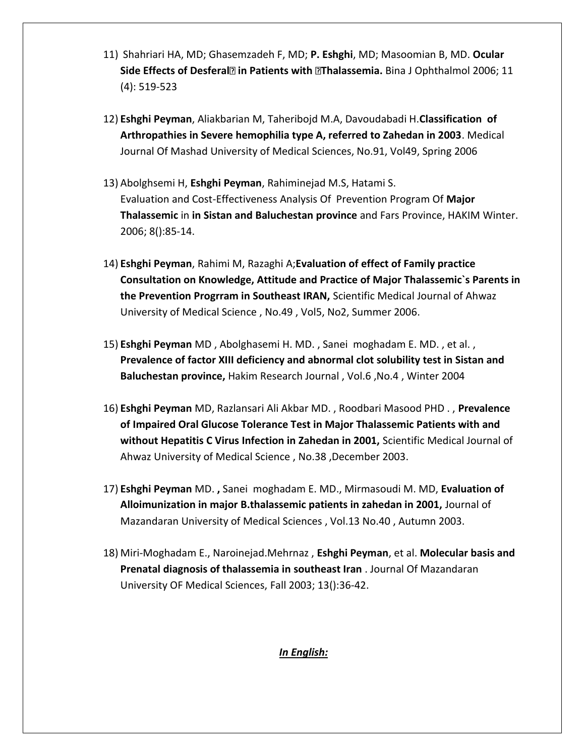11) Shahriari HA, MD; Ghasemzadeh F, MD; **P. Eshghi**, MD; Masoomian B, MD. **Ocular Side Effects of Desferal� in Patients with �Thalassemia.** Bina J Ophthalmol 2006; 11 (4): 519-523

12) **Eshghi Peyman**, Aliakbarian M, Taheribojd M.A, Davoudabadi H.**Classification of Arthropathies in Severe hemophilia type A, referred to Zahedan in 2003**. Medical Journal Of Mashad University of Medical Sciences, No.91, Vol49, Spring 2006

13) Abolghsemi H, **Eshghi Peyman**, Rahiminejad M.S, Hatami S.
Evaluation and Cost-Effectiveness Analysis Of Prevention Program Of **Major Thalassemic** in **in Sistan and Baluchestan province** and Fars Province, HAKIM Winter. 2006; 8():85-14.

14) **Eshghi Peyman**, Rahimi M, Razaghi A;**Evaluation of effect of Family practice Consultation on Knowledge, Attitude and Practice of Major Thalassemic`s Parents in the Prevention Progrram in Southeast IRAN,** Scientific Medical Journal of Ahwaz University of Medical Science , No.49 , Vol5, No2, Summer 2006.

15) **Eshghi Peyman** MD , Abolghasemi H. MD. , Sanei moghadam E. MD. , et al. , **Prevalence of factor XIII deficiency and abnormal clot solubility test in Sistan and Baluchestan province,** Hakim Research Journal , Vol.6 ,No.4 , Winter 2004

16) **Eshghi Peyman** MD, Razlansari Ali Akbar MD. , Roodbari Masood PHD . , **Prevalence of Impaired Oral Glucose Tolerance Test in Major Thalassemic Patients with and without Hepatitis C Virus Infection in Zahedan in 2001,** Scientific Medical Journal of Ahwaz University of Medical Science , No.38 ,December 2003.

17) **Eshghi Peyman** MD. **,** Sanei moghadam E. MD., Mirmasoudi M. MD, **Evaluation of Alloimunization in major B.thalassemic patients in zahedan in 2001,** Journal of Mazandaran University of Medical Sciences , Vol.13 No.40 , Autumn 2003.

18) Miri-Moghadam E., Naroinejad.Mehrnaz , **Eshghi Peyman**, et al. **Molecular basis and Prenatal diagnosis of thalassemia in southeast Iran** . Journal Of Mazandaran University OF Medical Sciences, Fall 2003; 13():36-42.

***<u>In English:</u>***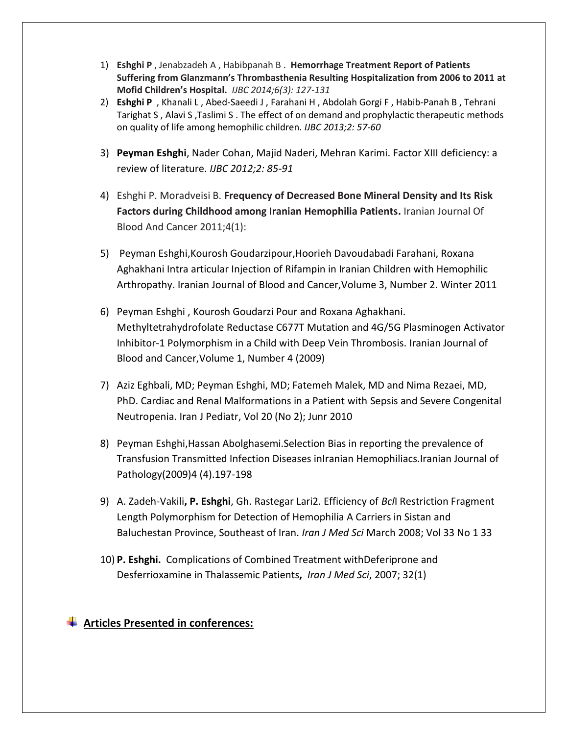1) **Eshghi P** , Jenabzadeh A , Habibpanah B . **Hemorrhage Treatment Report of Patients Suffering from Glanzmann's Thrombasthenia Resulting Hospitalization from 2006 to 2011 at Mofid Children's Hospital.** *IJBC 2014;6(3): 127-131*
2) **Eshghi P** , Khanali L , Abed-Saeedi J , Farahani H , Abdolah Gorgi F , Habib-Panah B , Tehrani Tarighat S , Alavi S ,Taslimi S . The effect of on demand and prophylactic therapeutic methods on quality of life among hemophilic children. *IJBC 2013;2: 57-60*
3) **Peyman Eshghi**, Nader Cohan, Majid Naderi, Mehran Karimi. Factor XIII deficiency: a review of literature. *IJBC 2012;2: 85-91*
4) Eshghi P. Moradveisi B. **Frequency of Decreased Bone Mineral Density and Its Risk Factors during Childhood among Iranian Hemophilia Patients.** Iranian Journal Of Blood And Cancer 2011;4(1):
5) Peyman Eshghi,Kourosh Goudarzipour,Hoorieh Davoudabadi Farahani, Roxana Aghakhani Intra articular Injection of Rifampin in Iranian Children with Hemophilic Arthropathy. Iranian Journal of Blood and Cancer,Volume 3, Number 2. Winter 2011
6) Peyman Eshghi , Kourosh Goudarzi Pour and Roxana Aghakhani. Methyltetrahydrofolate Reductase C677T Mutation and 4G/5G Plasminogen Activator Inhibitor-1 Polymorphism in a Child with Deep Vein Thrombosis. Iranian Journal of Blood and Cancer,Volume 1, Number 4 (2009)
7) Aziz Eghbali, MD; Peyman Eshghi, MD; Fatemeh Malek, MD and Nima Rezaei, MD, PhD. Cardiac and Renal Malformations in a Patient with Sepsis and Severe Congenital Neutropenia. Iran J Pediatr, Vol 20 (No 2); Junr 2010
8) Peyman Eshghi,Hassan Abolghasemi.Selection Bias in reporting the prevalence of Transfusion Transmitted Infection Diseases inIranian Hemophiliacs.Iranian Journal of Pathology(2009)4 (4).197-198
9) A. Zadeh-Vakili**, P. Eshghi**, Gh. Rastegar Lari2. Efficiency of *Bcl*I Restriction Fragment Length Polymorphism for Detection of Hemophilia A Carriers in Sistan and Baluchestan Province, Southeast of Iran. *Iran J Med Sci* March 2008; Vol 33 No 1 33
10) **P. Eshghi.** Complications of Combined Treatment withDeferiprone and Desferrioxamine in Thalassemic Patients**,** *Iran J Med Sci*, 2007; 32(1)

## Articles Presented in conferences: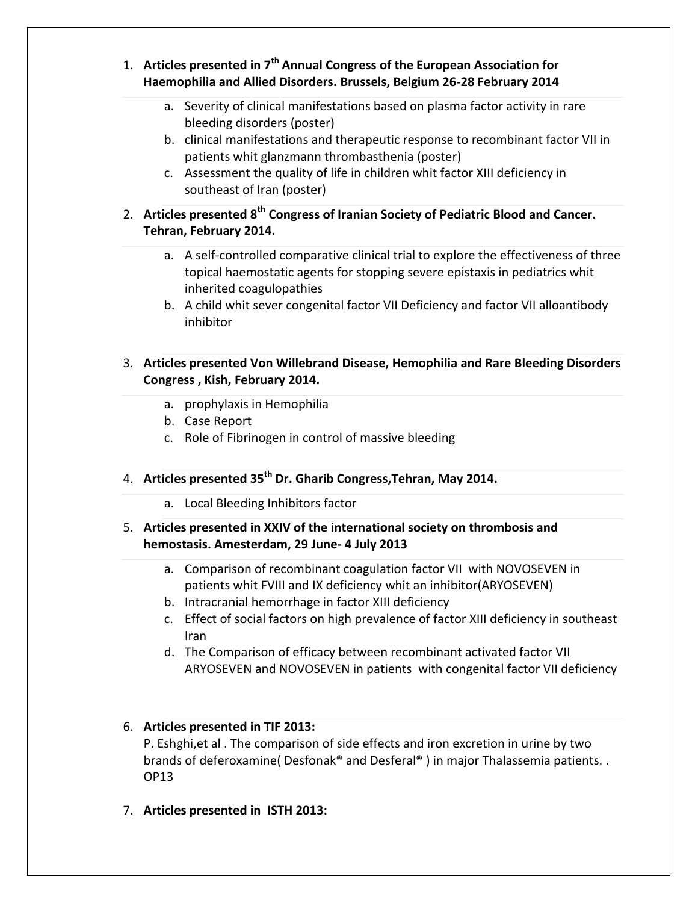1. **Articles presented in 7th Annual Congress of the European Association for Haemophilia and Allied Disorders. Brussels, Belgium 26-28 February 2014**

    a. Severity of clinical manifestations based on plasma factor activity in rare bleeding disorders (poster)
    b. clinical manifestations and therapeutic response to recombinant factor VII in patients whit glanzmann thrombasthenia (poster)
    c. Assessment the quality of life in children whit factor XIII deficiency in southeast of Iran (poster)

2. **Articles presented 8th Congress of Iranian Society of Pediatric Blood and Cancer. Tehran, February 2014.**

    a. A self-controlled comparative clinical trial to explore the effectiveness of three topical haemostatic agents for stopping severe epistaxis in pediatrics whit inherited coagulopathies
    b. A child whit sever congenital factor VII Deficiency and factor VII alloantibody inhibitor

3. **Articles presented Von Willebrand Disease, Hemophilia and Rare Bleeding Disorders Congress , Kish, February 2014.**

    a. prophylaxis in Hemophilia
    b. Case Report
    c. Role of Fibrinogen in control of massive bleeding

4. **Articles presented 35th Dr. Gharib Congress,Tehran, May 2014.**

    a. Local Bleeding Inhibitors factor

5. **Articles presented in XXIV of the international society on thrombosis and hemostasis. Amesterdam, 29 June- 4 July 2013**

    a. Comparison of recombinant coagulation factor VII with NOVOSEVEN in patients whit FVIII and IX deficiency whit an inhibitor(ARYOSEVEN)
    b. Intracranial hemorrhage in factor XIII deficiency
    c. Effect of social factors on high prevalence of factor XIII deficiency in southeast Iran
    d. The Comparison of efficacy between recombinant activated factor VII ARYOSEVEN and NOVOSEVEN in patients with congenital factor VII deficiency

6. **Articles presented in TIF 2013:**
    P. Eshghi,et al . The comparison of side effects and iron excretion in urine by two brands of deferoxamine( Desfonak® and Desferal® ) in major Thalassemia patients. . OP13

7. **Articles presented in ISTH 2013:**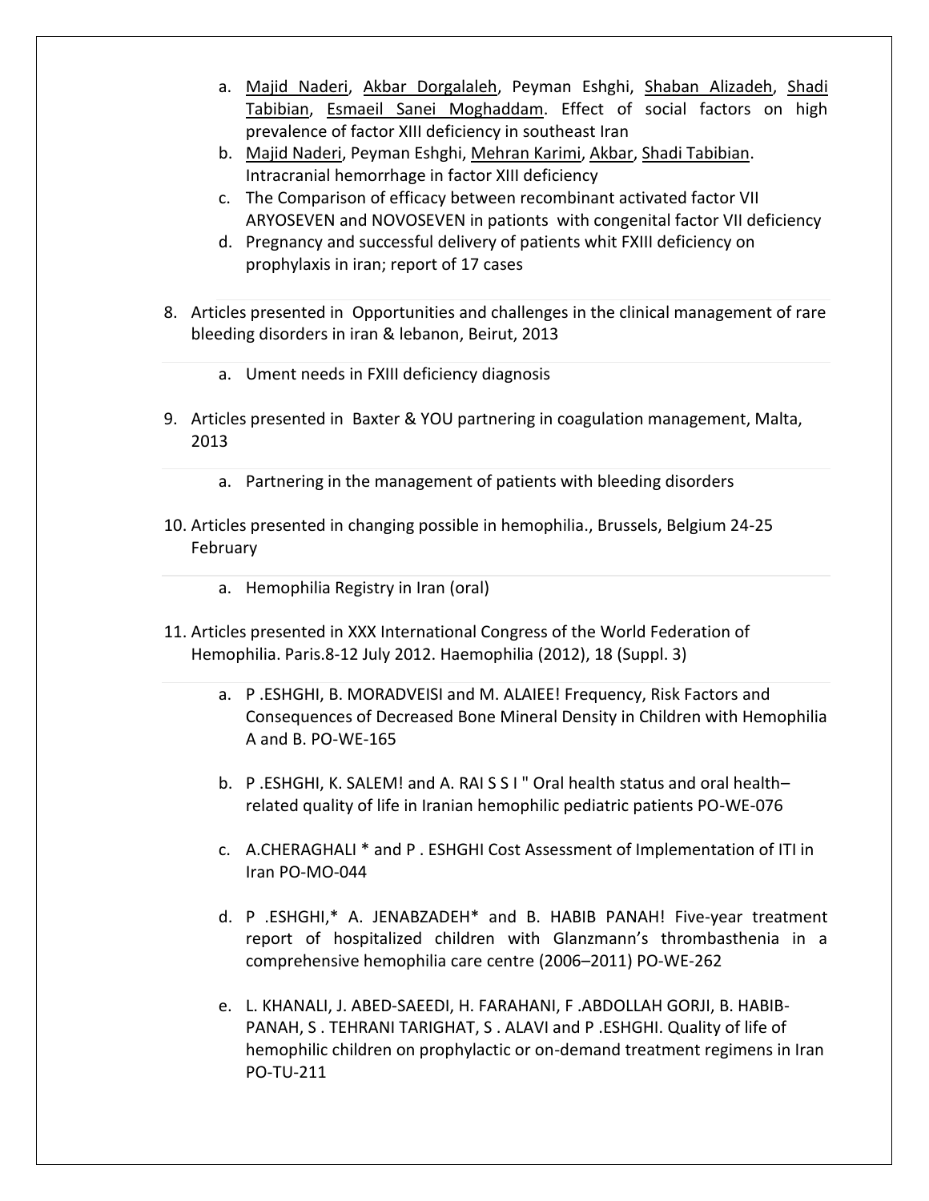a. Majid Naderi, Akbar Dorgalaleh, Peyman Eshghi, Shaban Alizadeh, Shadi Tabibian, Esmaeil Sanei Moghaddam. Effect of social factors on high prevalence of factor XIII deficiency in southeast Iran
b. Majid Naderi, Peyman Eshghi, Mehran Karimi, Akbar, Shadi Tabibian. Intracranial hemorrhage in factor XIII deficiency
c. The Comparison of efficacy between recombinant activated factor VII ARYOSEVEN and NOVOSEVEN in pationts with congenital factor VII deficiency
d. Pregnancy and successful delivery of patients whit FXIII deficiency on prophylaxis in iran; report of 17 cases

8. Articles presented in Opportunities and challenges in the clinical management of rare bleeding disorders in iran & lebanon, Beirut, 2013

    a. Ument needs in FXIII deficiency diagnosis

9. Articles presented in Baxter & YOU partnering in coagulation management, Malta, 2013

    a. Partnering in the management of patients with bleeding disorders

10. Articles presented in changing possible in hemophilia., Brussels, Belgium 24-25 February

    a. Hemophilia Registry in Iran (oral)

11. Articles presented in XXX International Congress of the World Federation of Hemophilia. Paris.8-12 July 2012. Haemophilia (2012), 18 (Suppl. 3)

    a. P .ESHGHI, B. MORADVEISI and M. ALAIEE! Frequency, Risk Factors and Consequences of Decreased Bone Mineral Density in Children with Hemophilia A and B. PO-WE-165

    b. P .ESHGHI, K. SALEM! and A. RAI S S I " Oral health status and oral health–related quality of life in Iranian hemophilic pediatric patients PO-WE-076

    c. A.CHERAGHALI * and P . ESHGHI Cost Assessment of Implementation of ITI in Iran PO-MO-044

    d. P .ESHGHI,* A. JENABZADEH* and B. HABIB PANAH! Five-year treatment report of hospitalized children with Glanzmann's thrombasthenia in a comprehensive hemophilia care centre (2006–2011) PO-WE-262

    e. L. KHANALI, J. ABED-SAEEDI, H. FARAHANI, F .ABDOLLAH GORJI, B. HABIB-PANAH, S . TEHRANI TARIGHAT, S . ALAVI and P .ESHGHI. Quality of life of hemophilic children on prophylactic or on-demand treatment regimens in Iran PO-TU-211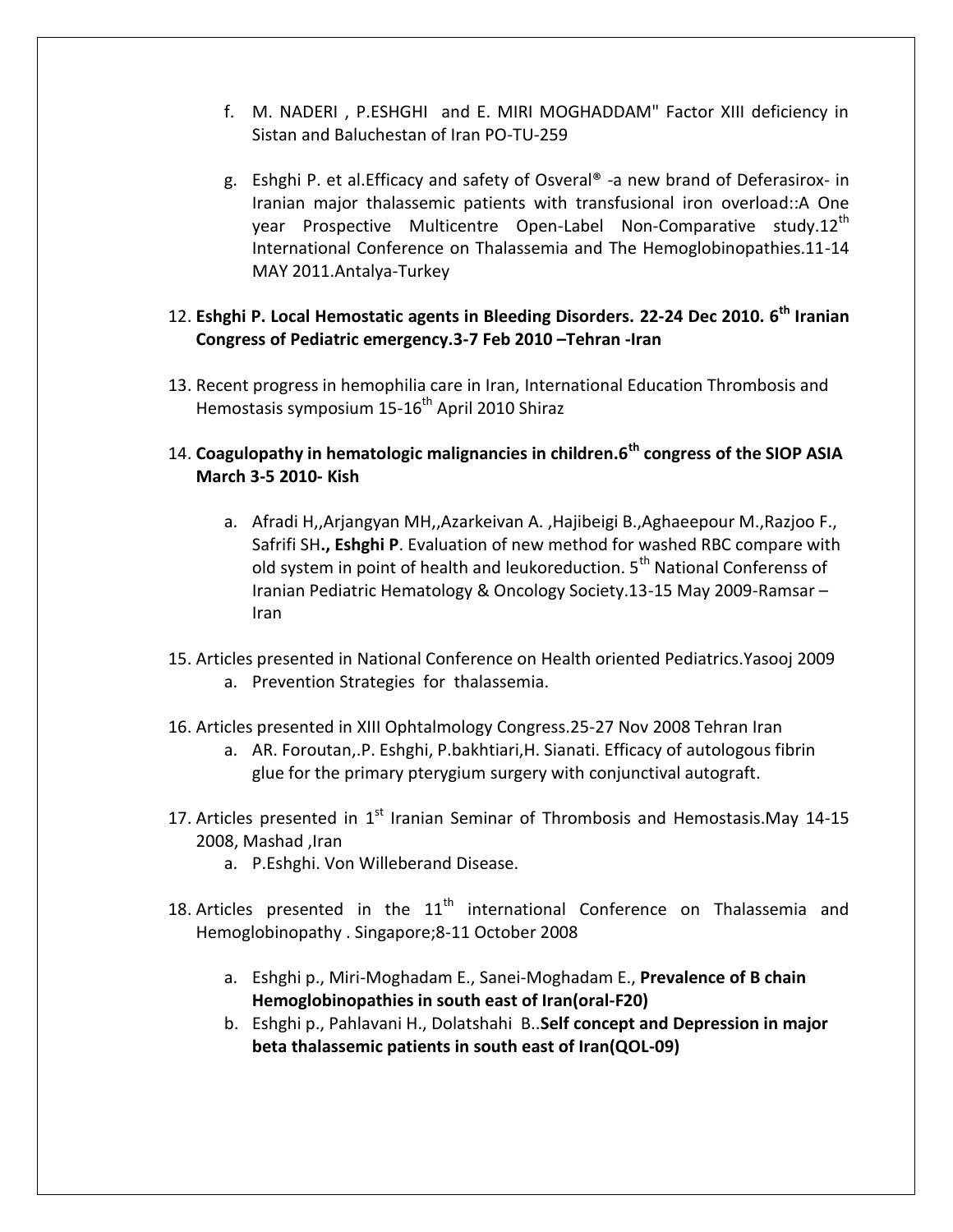f. M. NADERI , P.ESHGHI and E. MIRI MOGHADDAM" Factor XIII deficiency in Sistan and Baluchestan of Iran PO-TU-259

g. Eshghi P. et al.Efficacy and safety of Osveral® -a new brand of Deferasirox- in Iranian major thalassemic patients with transfusional iron overload::A One year Prospective Multicentre Open-Label Non-Comparative study.12th International Conference on Thalassemia and The Hemoglobinopathies.11-14 MAY 2011.Antalya-Turkey

12. **Eshghi P. Local Hemostatic agents in Bleeding Disorders. 22-24 Dec 2010. 6th Iranian Congress of Pediatric emergency.3-7 Feb 2010 –Tehran -Iran**

13. Recent progress in hemophilia care in Iran, International Education Thrombosis and Hemostasis symposium 15-16th April 2010 Shiraz

14. **Coagulopathy in hematologic malignancies in children.6th congress of the SIOP ASIA March 3-5 2010- Kish**
    a. Afradi H,,Arjangyan MH,,Azarkeivan A. ,Hajibeigi B.,Aghaeepour M.,Razjoo F., Safrifi SH**., Eshghi P**. Evaluation of new method for washed RBC compare with old system in point of health and leukoreduction. 5th National Conferenss of Iranian Pediatric Hematology & Oncology Society.13-15 May 2009-Ramsar – Iran

15. Articles presented in National Conference on Health oriented Pediatrics.Yasooj 2009
    a. Prevention Strategies for thalassemia.

16. Articles presented in XIII Ophtalmology Congress.25-27 Nov 2008 Tehran Iran
    a. AR. Foroutan,.P. Eshghi, P.bakhtiari,H. Sianati. Efficacy of autologous fibrin glue for the primary pterygium surgery with conjunctival autograft.

17. Articles presented in 1st Iranian Seminar of Thrombosis and Hemostasis.May 14-15 2008, Mashad ,Iran
    a. P.Eshghi. Von Willeberand Disease.

18. Articles presented in the 11th international Conference on Thalassemia and Hemoglobinopathy . Singapore;8-11 October 2008
    a. Eshghi p., Miri-Moghadam E., Sanei-Moghadam E., **Prevalence of B chain Hemoglobinopathies in south east of Iran(oral-F20)**
    b. Eshghi p., Pahlavani H., Dolatshahi B..**Self concept and Depression in major beta thalassemic patients in south east of Iran(QOL-09)**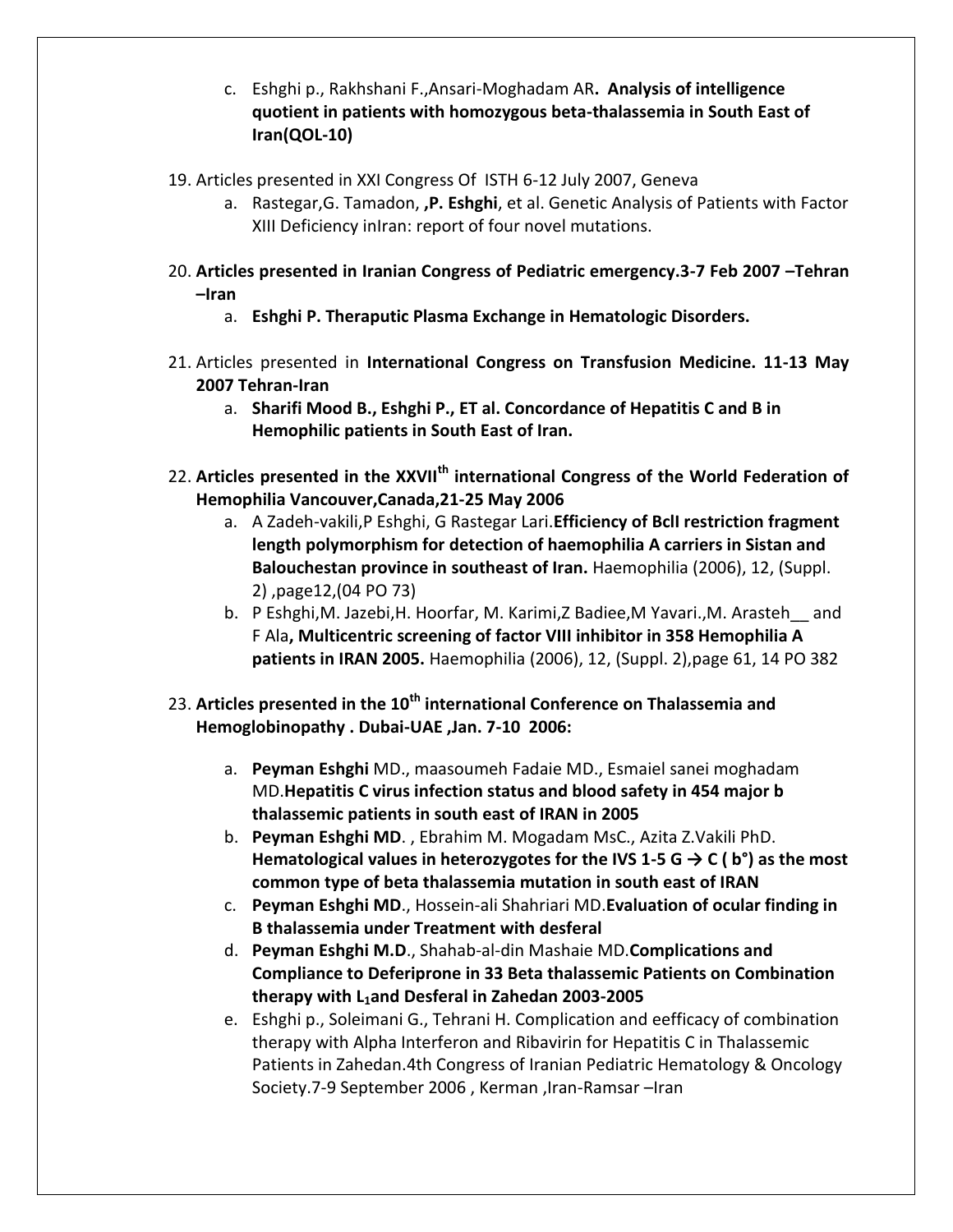c. Eshghi p., Rakhshani F.,Ansari-Moghadam AR**. Analysis of intelligence quotient in patients with homozygous beta-thalassemia in South East of Iran(QOL-10)**

19. Articles presented in XXI Congress Of ISTH 6-12 July 2007, Geneva
    a. Rastegar,G. Tamadon, **,P. Eshghi**, et al. Genetic Analysis of Patients with Factor XIII Deficiency inIran: report of four novel mutations.

20. **Articles presented in Iranian Congress of Pediatric emergency.3-7 Feb 2007 –Tehran –Iran**
    a. **Eshghi P. Theraputic Plasma Exchange in Hematologic Disorders.**

21. Articles presented in **International Congress on Transfusion Medicine. 11-13 May 2007 Tehran-Iran**
    a. **Sharifi Mood B., Eshghi P., ET al. Concordance of Hepatitis C and B in Hemophilic patients in South East of Iran.**

22. **Articles presented in the XXVII[th] international Congress of the World Federation of Hemophilia Vancouver,Canada,21-25 May 2006**
    a. A Zadeh-vakili,P Eshghi, G Rastegar Lari.**Efficiency of BclI restriction fragment length polymorphism for detection of haemophilia A carriers in Sistan and Balouchestan province in southeast of Iran.** Haemophilia (2006), 12, (Suppl. 2) ,page12,(04 PO 73)
    b. P Eshghi,M. Jazebi,H. Hoorfar, M. Karimi,Z Badiee,M Yavari.,M. Arasteh__ and F Ala**, Multicentric screening of factor VIII inhibitor in 358 Hemophilia A patients in IRAN 2005.** Haemophilia (2006), 12, (Suppl. 2),page 61, 14 PO 382

23. **Articles presented in the 10[th] international Conference on Thalassemia and Hemoglobinopathy . Dubai-UAE ,Jan. 7-10 2006:**
    a. **Peyman Eshghi** MD., maasoumeh Fadaie MD., Esmaiel sanei moghadam MD.**Hepatitis C virus infection status and blood safety in 454 major b thalassemic patients in south east of IRAN in 2005**
    b. **Peyman Eshghi MD**. , Ebrahim M. Mogadam MsC., Azita Z.Vakili PhD. **Hematological values in heterozygotes for the IVS 1-5 G → C ( b°) as the most common type of beta thalassemia mutation in south east of IRAN**
    c. **Peyman Eshghi MD**., Hossein-ali Shahriari MD.**Evaluation of ocular finding in B thalassemia under Treatment with desferal**
    d. **Peyman Eshghi M.D**., Shahab-al-din Mashaie MD.**Complications and Compliance to Deferiprone in 33 Beta thalassemic Patients on Combination therapy with $L_1$and Desferal in Zahedan 2003-2005**
    e. Eshghi p., Soleimani G., Tehrani H. Complication and eefficacy of combination therapy with Alpha Interferon and Ribavirin for Hepatitis C in Thalassemic Patients in Zahedan.4th Congress of Iranian Pediatric Hematology & Oncology Society.7-9 September 2006 , Kerman ,Iran-Ramsar –Iran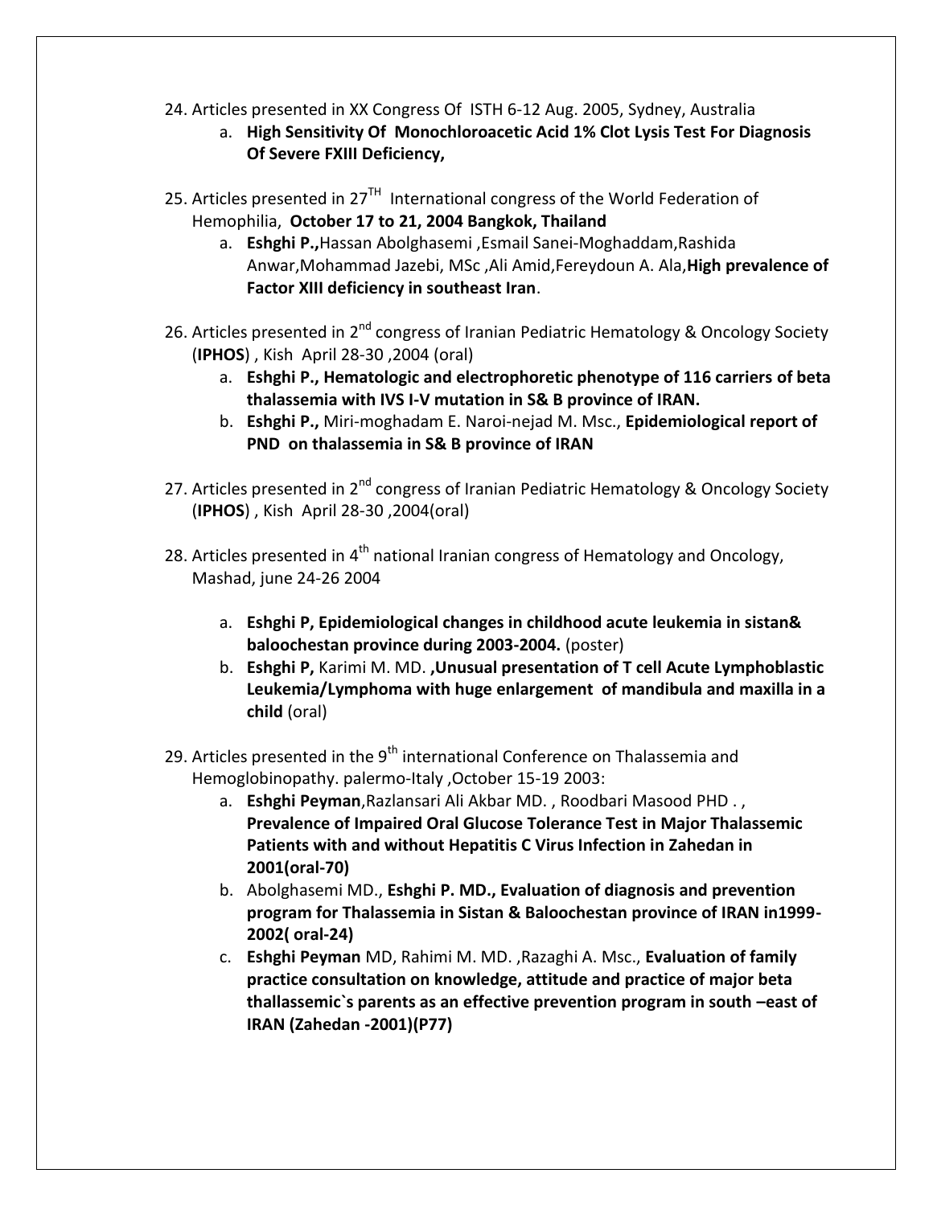24. Articles presented in XX Congress Of ISTH 6-12 Aug. 2005, Sydney, Australia
    a. **High Sensitivity Of Monochloroacetic Acid 1% Clot Lysis Test For Diagnosis Of Severe FXIII Deficiency,**

25. Articles presented in 27[TH] International congress of the World Federation of Hemophilia, **October 17 to 21, 2004 Bangkok, Thailand**
    a. **Eshghi P.,**Hassan Abolghasemi ,Esmail Sanei-Moghaddam,Rashida Anwar,Mohammad Jazebi, MSc ,Ali Amid,Fereydoun A. Ala,**High prevalence of Factor XIII deficiency in southeast Iran**.

26. Articles presented in 2[nd] congress of Iranian Pediatric Hematology & Oncology Society (**IPHOS**) , Kish April 28-30 ,2004 (oral)
    a. **Eshghi P., Hematologic and electrophoretic phenotype of 116 carriers of beta thalassemia with IVS I-V mutation in S& B province of IRAN.**
    b. **Eshghi P.,** Miri-moghadam E. Naroi-nejad M. Msc., **Epidemiological report of PND on thalassemia in S& B province of IRAN**

27. Articles presented in 2[nd] congress of Iranian Pediatric Hematology & Oncology Society (**IPHOS**) , Kish April 28-30 ,2004(oral)

28. Articles presented in 4[th] national Iranian congress of Hematology and Oncology, Mashad, june 24-26 2004

    a. **Eshghi P, Epidemiological changes in childhood acute leukemia in sistan& baloochestan province during 2003-2004.** (poster)
    b. **Eshghi P,** Karimi M. MD. **,Unusual presentation of T cell Acute Lymphoblastic Leukemia/Lymphoma with huge enlargement of mandibula and maxilla in a child** (oral)

29. Articles presented in the 9[th] international Conference on Thalassemia and Hemoglobinopathy. palermo-Italy ,October 15-19 2003:
    a. **Eshghi Peyman**,Razlansari Ali Akbar MD. , Roodbari Masood PHD . , **Prevalence of Impaired Oral Glucose Tolerance Test in Major Thalassemic Patients with and without Hepatitis C Virus Infection in Zahedan in 2001(oral-70)**
    b. Abolghasemi MD., **Eshghi P. MD., Evaluation of diagnosis and prevention program for Thalassemia in Sistan & Baloochestan province of IRAN in1999-2002( oral-24)**
    c. **Eshghi Peyman** MD, Rahimi M. MD. ,Razaghi A. Msc., **Evaluation of family practice consultation on knowledge, attitude and practice of major beta thallassemic`s parents as an effective prevention program in south –east of IRAN (Zahedan -2001)(P77)**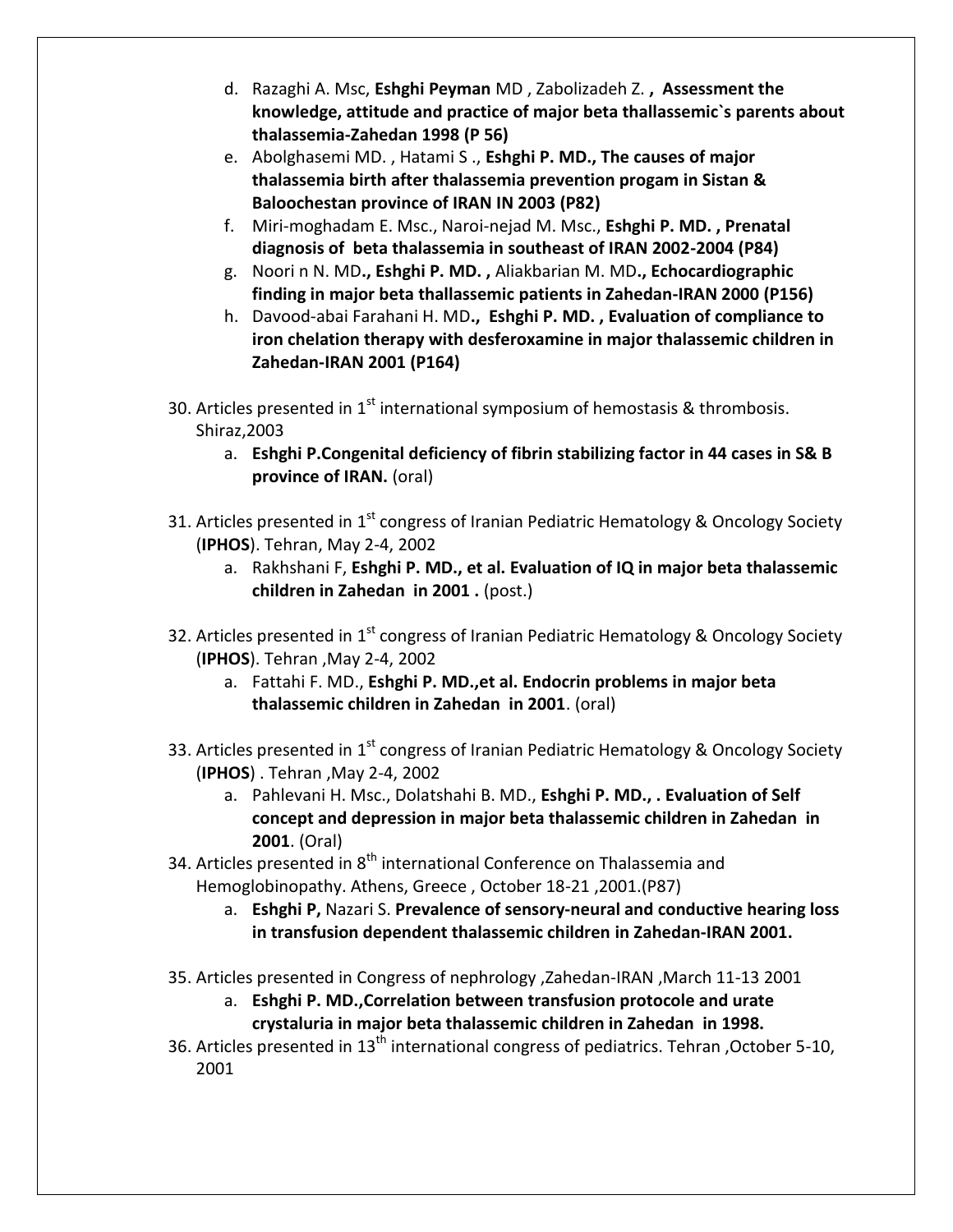d. Razaghi A. Msc, **Eshghi Peyman** MD , Zabolizadeh Z. **, Assessment the knowledge, attitude and practice of major beta thallassemic`s parents about thalassemia-Zahedan 1998 (P 56)**
   e. Abolghasemi MD. , Hatami S ., **Eshghi P. MD., The causes of major thalassemia birth after thalassemia prevention progam in Sistan & Baloochestan province of IRAN IN 2003 (P82)**
   f. Miri-moghadam E. Msc., Naroi-nejad M. Msc., **Eshghi P. MD. , Prenatal diagnosis of beta thalassemia in southeast of IRAN 2002-2004 (P84)**
   g. Noori n N. MD**., Eshghi P. MD. ,** Aliakbarian M. MD**., Echocardiographic finding in major beta thallassemic patients in Zahedan-IRAN 2000 (P156)**
   h. Davood-abai Farahani H. MD**., Eshghi P. MD. , Evaluation of compliance to iron chelation therapy with desferoxamine in major thalassemic children in Zahedan-IRAN 2001 (P164)**

30. Articles presented in 1st international symposium of hemostasis & thrombosis. Shiraz,2003
    a. **Eshghi P.Congenital deficiency of fibrin stabilizing factor in 44 cases in S& B province of IRAN.** (oral)

31. Articles presented in 1st congress of Iranian Pediatric Hematology & Oncology Society (**IPHOS**). Tehran, May 2-4, 2002
    a. Rakhshani F, **Eshghi P. MD., et al. Evaluation of IQ in major beta thalassemic children in Zahedan in 2001 .** (post.)

32. Articles presented in 1st congress of Iranian Pediatric Hematology & Oncology Society (**IPHOS**). Tehran ,May 2-4, 2002
    a. Fattahi F. MD., **Eshghi P. MD.,et al. Endocrin problems in major beta thalassemic children in Zahedan in 2001**. (oral)

33. Articles presented in 1st congress of Iranian Pediatric Hematology & Oncology Society (**IPHOS**) . Tehran ,May 2-4, 2002
    a. Pahlevani H. Msc., Dolatshahi B. MD., **Eshghi P. MD., . Evaluation of Self concept and depression in major beta thalassemic children in Zahedan in 2001**. (Oral)
34. Articles presented in 8th international Conference on Thalassemia and Hemoglobinopathy. Athens, Greece , October 18-21 ,2001.(P87)
    a. **Eshghi P,** Nazari S. **Prevalence of sensory-neural and conductive hearing loss in transfusion dependent thalassemic children in Zahedan-IRAN 2001.**

35. Articles presented in Congress of nephrology ,Zahedan-IRAN ,March 11-13 2001
    a. **Eshghi P. MD.,Correlation between transfusion protocole and urate crystaluria in major beta thalassemic children in Zahedan in 1998.**
36. Articles presented in 13th international congress of pediatrics. Tehran ,October 5-10, 2001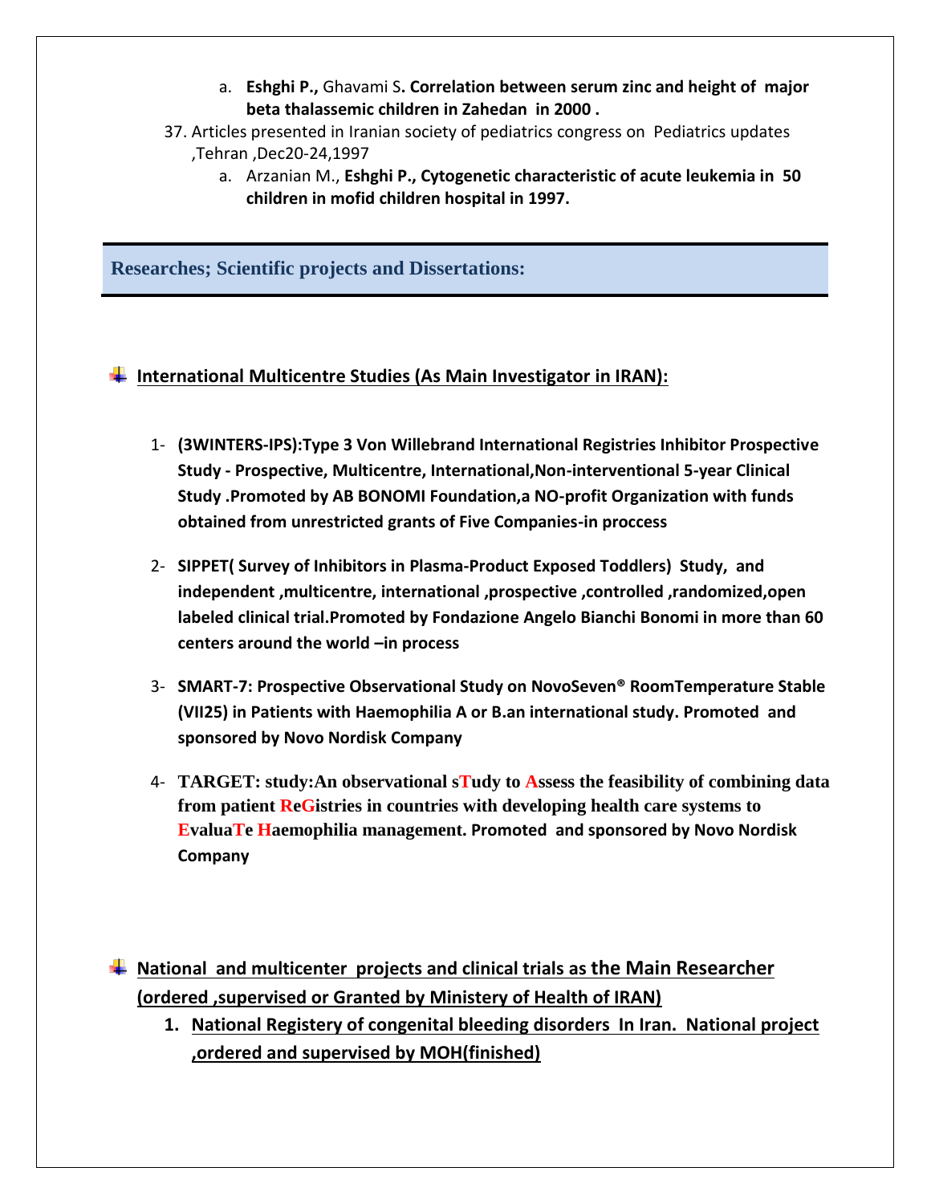a. **Eshghi P.,** Ghavami S**. Correlation between serum zinc and height of major beta thalassemic children in Zahedan in 2000 .**

37. Articles presented in Iranian society of pediatrics congress on Pediatrics updates ,Tehran ,Dec20-24,1997
    a. Arzanian M., **Eshghi P., Cytogenetic characteristic of acute leukemia in 50 children in mofid children hospital in 1997.**

## Researches; Scientific projects and Dissertations:

### International Multicentre Studies (As Main Investigator in IRAN):

1- **(3WINTERS-IPS):Type 3 Von Willebrand International Registries Inhibitor Prospective Study - Prospective, Multicentre, International,Non-interventional 5-year Clinical Study .Promoted by AB BONOMI Foundation,a NO-profit Organization with funds obtained from unrestricted grants of Five Companies-in proccess**

2- **SIPPET( Survey of Inhibitors in Plasma-Product Exposed Toddlers) Study, and independent ,multicentre, international ,prospective ,controlled ,randomized,open labeled clinical trial.Promoted by Fondazione Angelo Bianchi Bonomi in more than 60 centers around the world –in process**

3- **SMART-7: Prospective Observational Study on NovoSeven® RoomTemperature Stable (VII25) in Patients with Haemophilia A or B.an international study. Promoted and sponsored by Novo Nordisk Company**

4- **TARGET: study:An observational sTudy to Assess the feasibility of combining data from patient ReGistries in countries with developing health care systems to EvaluaTe Haemophilia management. Promoted and sponsored by Novo Nordisk Company**

### National and multicenter projects and clinical trials as the Main Researcher (ordered ,supervised or Granted by Ministery of Health of IRAN)

1. **National Registery of congenital bleeding disorders In Iran. National project ,ordered and supervised by MOH(finished)**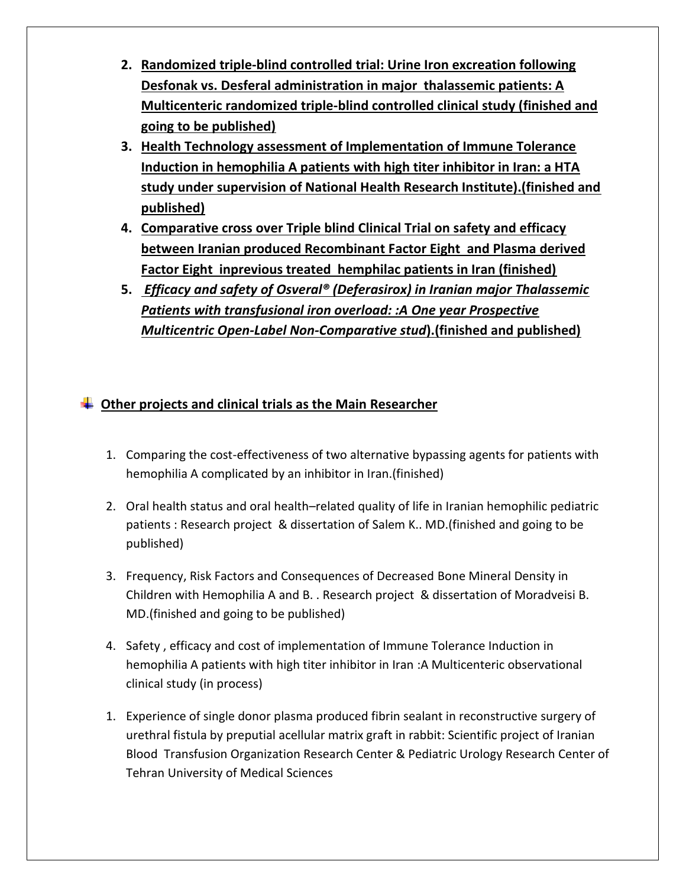2. **Randomized triple-blind controlled trial: Urine Iron excreation following Desfonak vs. Desferal administration in major thalassemic patients: A Multicenteric randomized triple-blind controlled clinical study (finished and going to be published)**
3. **Health Technology assessment of Implementation of Immune Tolerance Induction in hemophilia A patients with high titer inhibitor in Iran: a HTA study under supervision of National Health Research Institute).(finished and published)**
4. **Comparative cross over Triple blind Clinical Trial on safety and efficacy between Iranian produced Recombinant Factor Eight and Plasma derived Factor Eight inprevious treated hemphilac patients in Iran (finished)**
5. ***Efficacy and safety of Osveral® (Deferasirox) in Iranian major Thalassemic Patients with transfusional iron overload: :A One year Prospective Multicentric Open-Label Non-Comparative stud*).(finished and published)**

## Other projects and clinical trials as the Main Researcher

1. Comparing the cost-effectiveness of two alternative bypassing agents for patients with hemophilia A complicated by an inhibitor in Iran.(finished)

2. Oral health status and oral health–related quality of life in Iranian hemophilic pediatric patients : Research project & dissertation of Salem K.. MD.(finished and going to be published)

3. Frequency, Risk Factors and Consequences of Decreased Bone Mineral Density in Children with Hemophilia A and B. . Research project & dissertation of Moradveisi B. MD.(finished and going to be published)

4. Safety , efficacy and cost of implementation of Immune Tolerance Induction in hemophilia A patients with high titer inhibitor in Iran :A Multicenteric observational clinical study (in process)

1. Experience of single donor plasma produced fibrin sealant in reconstructive surgery of urethral fistula by preputial acellular matrix graft in rabbit: Scientific project of Iranian Blood Transfusion Organization Research Center & Pediatric Urology Research Center of Tehran University of Medical Sciences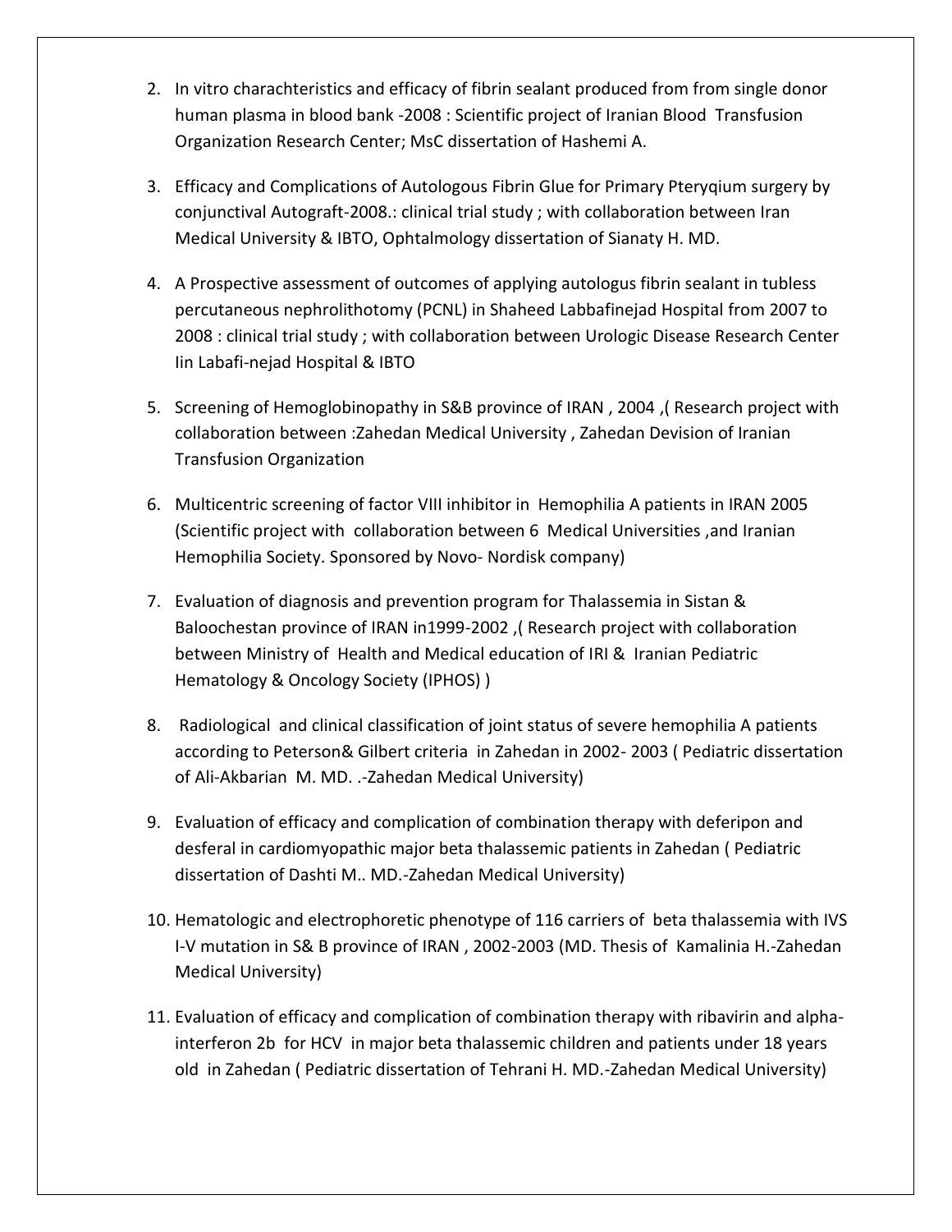2. In vitro charachteristics and efficacy of fibrin sealant produced from from single donor human plasma in blood bank -2008 : Scientific project of Iranian Blood Transfusion Organization Research Center; MsC dissertation of Hashemi A.

3. Efficacy and Complications of Autologous Fibrin Glue for Primary Pteryqium surgery by conjunctival Autograft-2008.: clinical trial study ; with collaboration between Iran Medical University & IBTO, Ophtalmology dissertation of Sianaty H. MD.

4. A Prospective assessment of outcomes of applying autologus fibrin sealant in tubless percutaneous nephrolithotomy (PCNL) in Shaheed Labbafinejad Hospital from 2007 to 2008 : clinical trial study ; with collaboration between Urologic Disease Research Center Iin Labafi-nejad Hospital & IBTO

5. Screening of Hemoglobinopathy in S&B province of IRAN , 2004 ,( Research project with collaboration between :Zahedan Medical University , Zahedan Devision of Iranian Transfusion Organization

6. Multicentric screening of factor VIII inhibitor in Hemophilia A patients in IRAN 2005 (Scientific project with collaboration between 6 Medical Universities ,and Iranian Hemophilia Society. Sponsored by Novo- Nordisk company)

7. Evaluation of diagnosis and prevention program for Thalassemia in Sistan & Baloochestan province of IRAN in1999-2002 ,( Research project with collaboration between Ministry of Health and Medical education of IRI & Iranian Pediatric Hematology & Oncology Society (IPHOS) )

8. Radiological and clinical classification of joint status of severe hemophilia A patients according to Peterson& Gilbert criteria in Zahedan in 2002- 2003 ( Pediatric dissertation of Ali-Akbarian M. MD. .-Zahedan Medical University)

9. Evaluation of efficacy and complication of combination therapy with deferipon and desferal in cardiomyopathic major beta thalassemic patients in Zahedan ( Pediatric dissertation of Dashti M.. MD.-Zahedan Medical University)

10. Hematologic and electrophoretic phenotype of 116 carriers of beta thalassemia with IVS I-V mutation in S& B province of IRAN , 2002-2003 (MD. Thesis of Kamalinia H.-Zahedan Medical University)

11. Evaluation of efficacy and complication of combination therapy with ribavirin and alpha-interferon 2b for HCV in major beta thalassemic children and patients under 18 years old in Zahedan ( Pediatric dissertation of Tehrani H. MD.-Zahedan Medical University)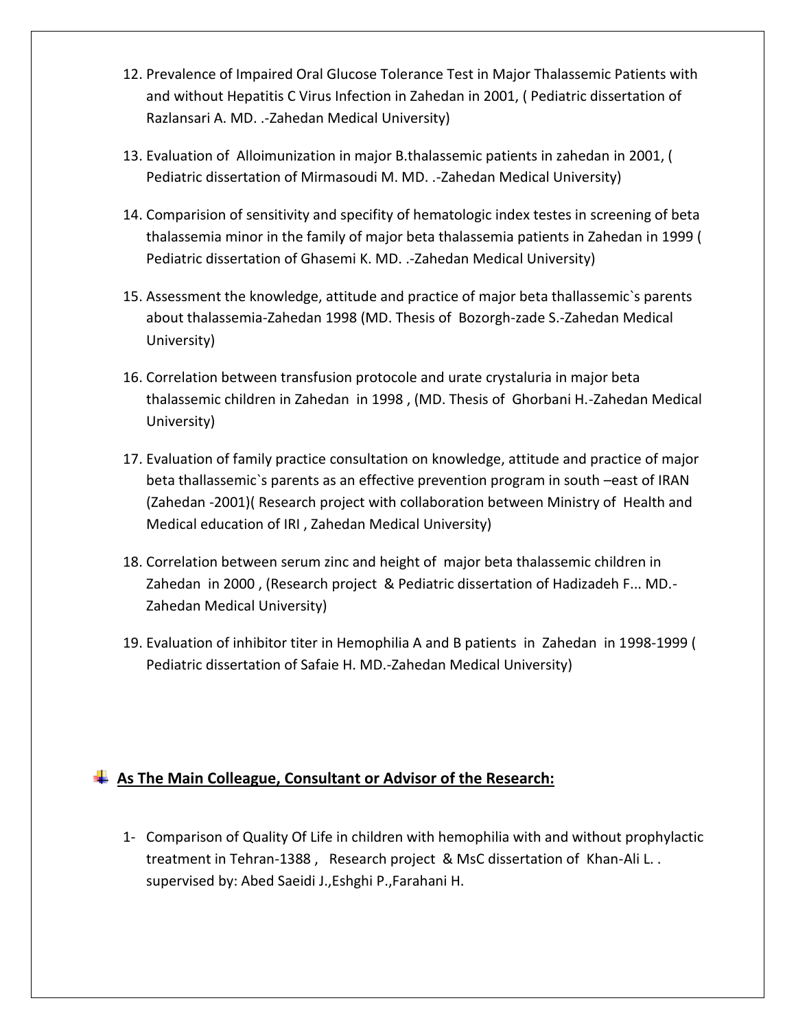12. Prevalence of Impaired Oral Glucose Tolerance Test in Major Thalassemic Patients with and without Hepatitis C Virus Infection in Zahedan in 2001, ( Pediatric dissertation of Razlansari A. MD. .-Zahedan Medical University)

13. Evaluation of Alloimunization in major B.thalassemic patients in zahedan in 2001, ( Pediatric dissertation of Mirmasoudi M. MD. .-Zahedan Medical University)

14. Comparision of sensitivity and specifity of hematologic index testes in screening of beta thalassemia minor in the family of major beta thalassemia patients in Zahedan in 1999 ( Pediatric dissertation of Ghasemi K. MD. .-Zahedan Medical University)

15. Assessment the knowledge, attitude and practice of major beta thallassemic`s parents about thalassemia-Zahedan 1998 (MD. Thesis of Bozorgh-zade S.-Zahedan Medical University)

16. Correlation between transfusion protocole and urate crystaluria in major beta thalassemic children in Zahedan in 1998 , (MD. Thesis of Ghorbani H.-Zahedan Medical University)

17. Evaluation of family practice consultation on knowledge, attitude and practice of major beta thallassemic`s parents as an effective prevention program in south –east of IRAN (Zahedan -2001)( Research project with collaboration between Ministry of Health and Medical education of IRI , Zahedan Medical University)

18. Correlation between serum zinc and height of major beta thalassemic children in Zahedan in 2000 , (Research project & Pediatric dissertation of Hadizadeh F... MD.-Zahedan Medical University)

19. Evaluation of inhibitor titer in Hemophilia A and B patients in Zahedan in 1998-1999 ( Pediatric dissertation of Safaie H. MD.-Zahedan Medical University)

## As The Main Colleague, Consultant or Advisor of the Research:

1- Comparison of Quality Of Life in children with hemophilia with and without prophylactic treatment in Tehran-1388 , Research project & MsC dissertation of Khan-Ali L. . supervised by: Abed Saeidi J.,Eshghi P.,Farahani H.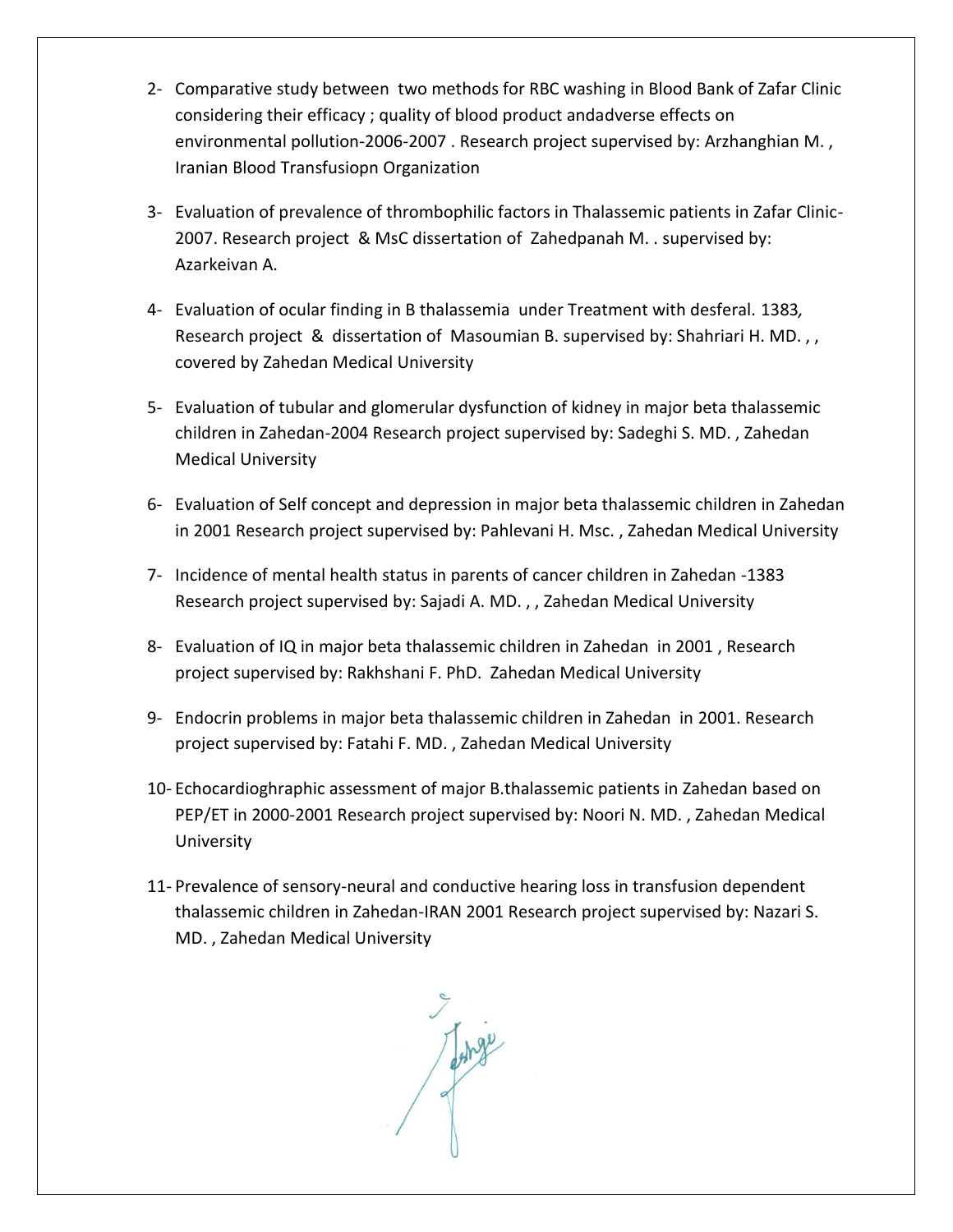2- Comparative study between two methods for RBC washing in Blood Bank of Zafar Clinic considering their efficacy ; quality of blood product andadverse effects on environmental pollution-2006-2007 . Research project supervised by: Arzhanghian M. , Iranian Blood Transfusiopn Organization

3- Evaluation of prevalence of thrombophilic factors in Thalassemic patients in Zafar Clinic-2007. Research project & MsC dissertation of Zahedpanah M. . supervised by: Azarkeivan A.

4- Evaluation of ocular finding in B thalassemia under Treatment with desferal. 1383, Research project & dissertation of Masoumian B. supervised by: Shahriari H. MD. , , covered by Zahedan Medical University

5- Evaluation of tubular and glomerular dysfunction of kidney in major beta thalassemic children in Zahedan-2004 Research project supervised by: Sadeghi S. MD. , Zahedan Medical University

6- Evaluation of Self concept and depression in major beta thalassemic children in Zahedan in 2001 Research project supervised by: Pahlevani H. Msc. , Zahedan Medical University

7- Incidence of mental health status in parents of cancer children in Zahedan -1383 Research project supervised by: Sajadi A. MD. , , Zahedan Medical University

8- Evaluation of IQ in major beta thalassemic children in Zahedan in 2001 , Research project supervised by: Rakhshani F. PhD. Zahedan Medical University

9- Endocrin problems in major beta thalassemic children in Zahedan in 2001. Research project supervised by: Fatahi F. MD. , Zahedan Medical University

10- Echocardioghraphic assessment of major B.thalassemic patients in Zahedan based on PEP/ET in 2000-2001 Research project supervised by: Noori N. MD. , Zahedan Medical University

11- Prevalence of sensory-neural and conductive hearing loss in transfusion dependent thalassemic children in Zahedan-IRAN 2001 Research project supervised by: Nazari S. MD. , Zahedan Medical University